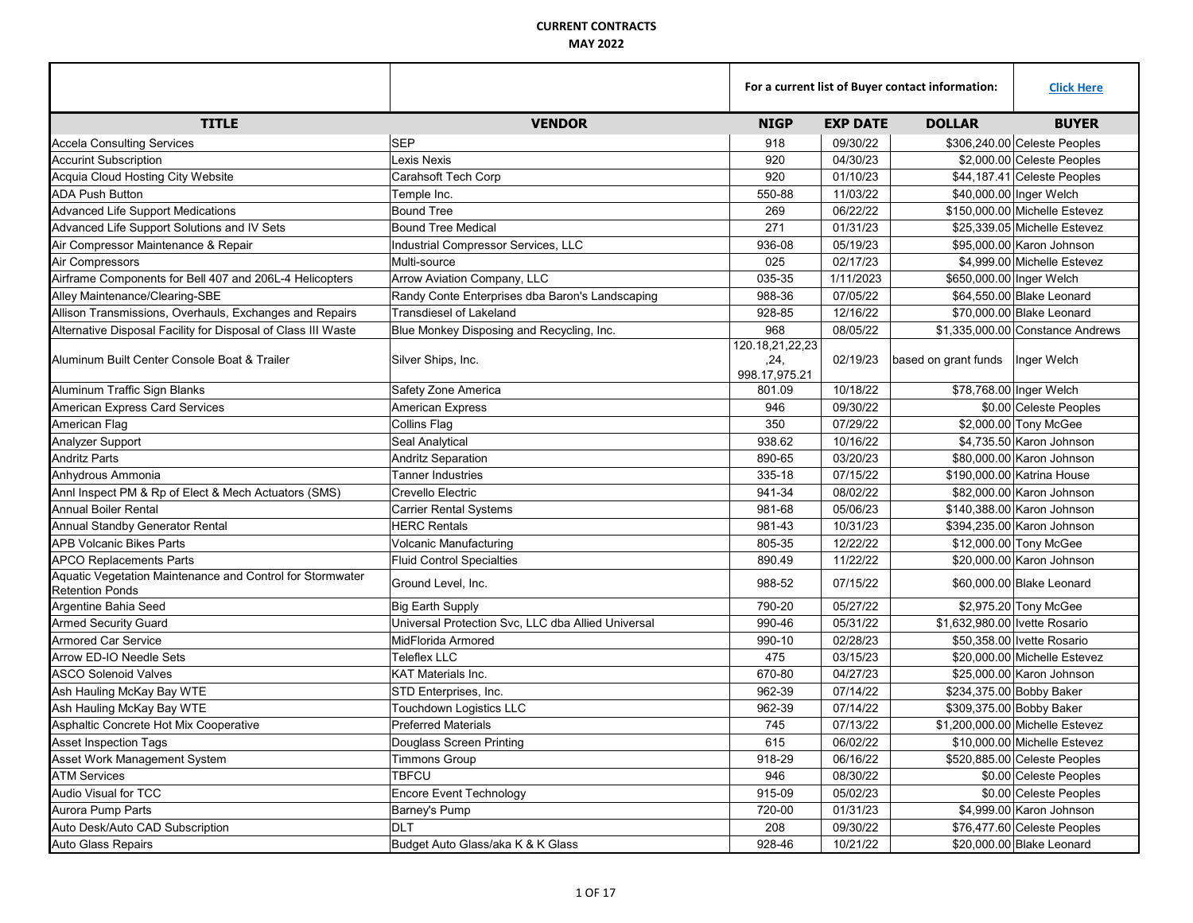**CURRENT CONTRACTS**
**MAY 2022**

| | | For a current list of Buyer contact information: | | | Click Here |
|---|---|---|---|---|---|
| **TITLE** | **VENDOR** | **NIGP** | **EXP DATE** | **DOLLAR** | **BUYER** |
| Accela Consulting Services | SEP | 918 | 09/30/22 | $306,240.00 | Celeste Peoples |
| Accurint Subscription | Lexis Nexis | 920 | 04/30/23 | $2,000.00 | Celeste Peoples |
| Acquia Cloud Hosting City Website | Carahsoft Tech Corp | 920 | 01/10/23 | $44,187.41 | Celeste Peoples |
| ADA Push Button | Temple Inc. | 550-88 | 11/03/22 | $40,000.00 | Inger Welch |
| Advanced Life Support Medications | Bound Tree | 269 | 06/22/22 | $150,000.00 | Michelle Estevez |
| Advanced Life Support Solutions and IV Sets | Bound Tree Medical | 271 | 01/31/23 | $25,339.05 | Michelle Estevez |
| Air Compressor Maintenance & Repair | Industrial Compressor Services, LLC | 936-08 | 05/19/23 | $95,000.00 | Karon Johnson |
| Air Compressors | Multi-source | 025 | 02/17/23 | $4,999.00 | Michelle Estevez |
| Airframe Components for Bell 407 and 206L-4 Helicopters | Arrow Aviation Company, LLC | 035-35 | 1/11/2023 | $650,000.00 | Inger Welch |
| Alley Maintenance/Clearing-SBE | Randy Conte Enterprises dba Baron's Landscaping | 988-36 | 07/05/22 | $64,550.00 | Blake Leonard |
| Allison Transmissions, Overhauls, Exchanges and Repairs | Transdiesel of Lakeland | 928-85 | 12/16/22 | $70,000.00 | Blake Leonard |
| Alternative Disposal Facility for Disposal of Class III Waste | Blue Monkey Disposing and Recycling, Inc. | 968 | 08/05/22 | $1,335,000.00 | Constance Andrews |
| Aluminum Built Center Console Boat & Trailer | Silver Ships, Inc. | 120.18,21,22,23,24, 998.17,975.21 | 02/19/23 | based on grant funds | Inger Welch |
| Aluminum Traffic Sign Blanks | Safety Zone America | 801.09 | 10/18/22 | $78,768.00 | Inger Welch |
| American Express Card Services | American Express | 946 | 09/30/22 | $0.00 | Celeste Peoples |
| American Flag | Collins Flag | 350 | 07/29/22 | $2,000.00 | Tony McGee |
| Analyzer Support | Seal Analytical | 938.62 | 10/16/22 | $4,735.50 | Karon Johnson |
| Andritz Parts | Andritz Separation | 890-65 | 03/20/23 | $80,000.00 | Karon Johnson |
| Anhydrous Ammonia | Tanner Industries | 335-18 | 07/15/22 | $190,000.00 | Katrina House |
| Annl Inspect PM & Rp of Elect & Mech Actuators (SMS) | Crevello Electric | 941-34 | 08/02/22 | $82,000.00 | Karon Johnson |
| Annual Boiler Rental | Carrier Rental Systems | 981-68 | 05/06/23 | $140,388.00 | Karon Johnson |
| Annual Standby Generator Rental | HERC Rentals | 981-43 | 10/31/23 | $394,235.00 | Karon Johnson |
| APB Volcanic Bikes Parts | Volcanic Manufacturing | 805-35 | 12/22/22 | $12,000.00 | Tony McGee |
| APCO Replacements Parts | Fluid Control Specialties | 890.49 | 11/22/22 | $20,000.00 | Karon Johnson |
| Aquatic Vegetation Maintenance and Control for Stormwater Retention Ponds | Ground Level, Inc. | 988-52 | 07/15/22 | $60,000.00 | Blake Leonard |
| Argentine Bahia Seed | Big Earth Supply | 790-20 | 05/27/22 | $2,975.20 | Tony McGee |
| Armed Security Guard | Universal Protection Svc, LLC dba Allied Universal | 990-46 | 05/31/22 | $1,632,980.00 | Ivette Rosario |
| Armored Car Service | MidFlorida Armored | 990-10 | 02/28/23 | $50,358.00 | Ivette Rosario |
| Arrow ED-IO Needle Sets | Teleflex LLC | 475 | 03/15/23 | $20,000.00 | Michelle Estevez |
| ASCO Solenoid Valves | KAT Materials Inc. | 670-80 | 04/27/23 | $25,000.00 | Karon Johnson |
| Ash Hauling McKay Bay WTE | STD Enterprises, Inc. | 962-39 | 07/14/22 | $234,375.00 | Bobby Baker |
| Ash Hauling McKay Bay WTE | Touchdown Logistics LLC | 962-39 | 07/14/22 | $309,375.00 | Bobby Baker |
| Asphaltic Concrete Hot Mix Cooperative | Preferred Materials | 745 | 07/13/22 | $1,200,000.00 | Michelle Estevez |
| Asset Inspection Tags | Douglass Screen Printing | 615 | 06/02/22 | $10,000.00 | Michelle Estevez |
| Asset Work Management System | Timmons Group | 918-29 | 06/16/22 | $520,885.00 | Celeste Peoples |
| ATM Services | TBFCU | 946 | 08/30/22 | $0.00 | Celeste Peoples |
| Audio Visual for TCC | Encore Event Technology | 915-09 | 05/02/23 | $0.00 | Celeste Peoples |
| Aurora Pump Parts | Barney's Pump | 720-00 | 01/31/23 | $4,999.00 | Karon Johnson |
| Auto Desk/Auto CAD Subscription | DLT | 208 | 09/30/22 | $76,477.60 | Celeste Peoples |
| Auto Glass Repairs | Budget Auto Glass/aka K & K Glass | 928-46 | 10/21/22 | $20,000.00 | Blake Leonard |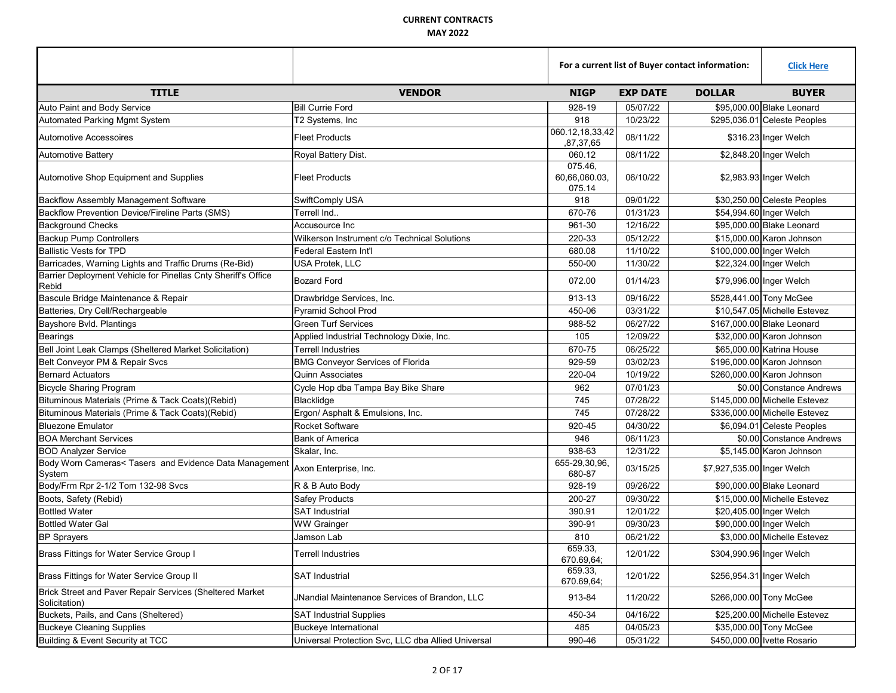**CURRENT CONTRACTS**
**MAY 2022**

| | | For a current list of Buyer contact information: | | | Click Here |
|---|---|---|---|---|---|
| **TITLE** | **VENDOR** | **NIGP** | **EXP DATE** | **DOLLAR** | **BUYER** |
| Auto Paint and Body Service | Bill Currie Ford | 928-19 | 05/07/22 | $95,000.00 | Blake Leonard |
| Automated Parking Mgmt System | T2 Systems, Inc | 918 | 10/23/22 | $295,036.01 | Celeste Peoples |
| Automotive Accessoires | Fleet Products | 060.12,18,33,42,87,37,65 | 08/11/22 | $316.23 | Inger Welch |
| Automotive Battery | Royal Battery Dist. | 060.12 | 08/11/22 | $2,848.20 | Inger Welch |
| Automotive Shop Equipment and Supplies | Fleet Products | 075.46, 60,66,060.03, 075.14 | 06/10/22 | $2,983.93 | Inger Welch |
| Backflow Assembly Management Software | SwiftComply USA | 918 | 09/01/22 | $30,250.00 | Celeste Peoples |
| Backflow Prevention Device/Fireline Parts (SMS) | Terrell Ind.. | 670-76 | 01/31/23 | $54,994.60 | Inger Welch |
| Background Checks | Accusource Inc | 961-30 | 12/16/22 | $95,000.00 | Blake Leonard |
| Backup Pump Controllers | Wilkerson Instrument c/o Technical Solutions | 220-33 | 05/12/22 | $15,000.00 | Karon Johnson |
| Ballistic Vests for TPD | Federal Eastern Int'l | 680.08 | 11/10/22 | $100,000.00 | Inger Welch |
| Barricades, Warning Lights and Traffic Drums (Re-Bid) | USA Protek, LLC | 550-00 | 11/30/22 | $22,324.00 | Inger Welch |
| Barrier Deployment Vehicle for Pinellas Cnty Sheriff's Office Rebid | Bozard Ford | 072.00 | 01/14/23 | $79,996.00 | Inger Welch |
| Bascule Bridge Maintenance & Repair | Drawbridge Services, Inc. | 913-13 | 09/16/22 | $528,441.00 | Tony McGee |
| Batteries, Dry Cell/Rechargeable | Pyramid School Prod | 450-06 | 03/31/22 | $10,547.05 | Michelle Estevez |
| Bayshore Bvld. Plantings | Green Turf Services | 988-52 | 06/27/22 | $167,000.00 | Blake Leonard |
| Bearings | Applied Industrial Technology Dixie, Inc. | 105 | 12/09/22 | $32,000.00 | Karon Johnson |
| Bell Joint Leak Clamps (Sheltered Market Solicitation) | Terrell Industries | 670-75 | 06/25/22 | $65,000.00 | Katrina House |
| Belt Conveyor PM & Repair Svcs | BMG Conveyor Services of Florida | 929-59 | 03/02/23 | $196,000.00 | Karon Johnson |
| Bernard Actuators | Quinn Associates | 220-04 | 10/19/22 | $260,000.00 | Karon Johnson |
| Bicycle Sharing Program | Cycle Hop dba Tampa Bay Bike Share | 962 | 07/01/23 | $0.00 | Constance Andrews |
| Bituminous Materials (Prime & Tack Coats)(Rebid) | Blacklidge | 745 | 07/28/22 | $145,000.00 | Michelle Estevez |
| Bituminous Materials (Prime & Tack Coats)(Rebid) | Ergon/ Asphalt & Emulsions, Inc. | 745 | 07/28/22 | $336,000.00 | Michelle Estevez |
| Bluezone Emulator | Rocket Software | 920-45 | 04/30/22 | $6,094.01 | Celeste Peoples |
| BOA Merchant Services | Bank of America | 946 | 06/11/23 | $0.00 | Constance Andrews |
| BOD Analyzer Service | Skalar, Inc. | 938-63 | 12/31/22 | $5,145.00 | Karon Johnson |
| Body Worn Cameras< Tasers and Evidence Data Management System | Axon Enterprise, Inc. | 655-29,30,96, 680-87 | 03/15/25 | $7,927,535.00 | Inger Welch |
| Body/Frm Rpr 2-1/2 Tom 132-98 Svcs | R & B Auto Body | 928-19 | 09/26/22 | $90,000.00 | Blake Leonard |
| Boots, Safety (Rebid) | Safey Products | 200-27 | 09/30/22 | $15,000.00 | Michelle Estevez |
| Bottled Water | SAT Industrial | 390.91 | 12/01/22 | $20,405.00 | Inger Welch |
| Bottled Water Gal | WW Graingr | 390-91 | 09/30/23 | $90,000.00 | Inger Welch |
| BP Sprayers | Jamson Lab | 810 | 06/21/22 | $3,000.00 | Michelle Estevez |
| Brass Fittings for Water Service Group I | Terrell Industries | 659.33, 670.69,64; | 12/01/22 | $304,990.96 | Inger Welch |
| Brass Fittings for Water Service Group II | SAT Industrial | 659.33, 670.69,64; | 12/01/22 | $256,954.31 | Inger Welch |
| Brick Street and Paver Repair Services (Sheltered Market Solicitation) | JNandial Maintenance Services of Brandon, LLC | 913-84 | 11/20/22 | $266,000.00 | Tony McGee |
| Buckets, Pails, and Cans (Sheltered) | SAT Industrial Supplies | 450-34 | 04/16/22 | $25,200.00 | Michelle Estevez |
| Buckeye Cleaning Supplies | Buckeye International | 485 | 04/05/23 | $35,000.00 | Tony McGee |
| Building & Event Security at TCC | Universal Protection Svc, LLC dba Allied Universal | 990-46 | 05/31/22 | $450,000.00 | Ivette Rosario |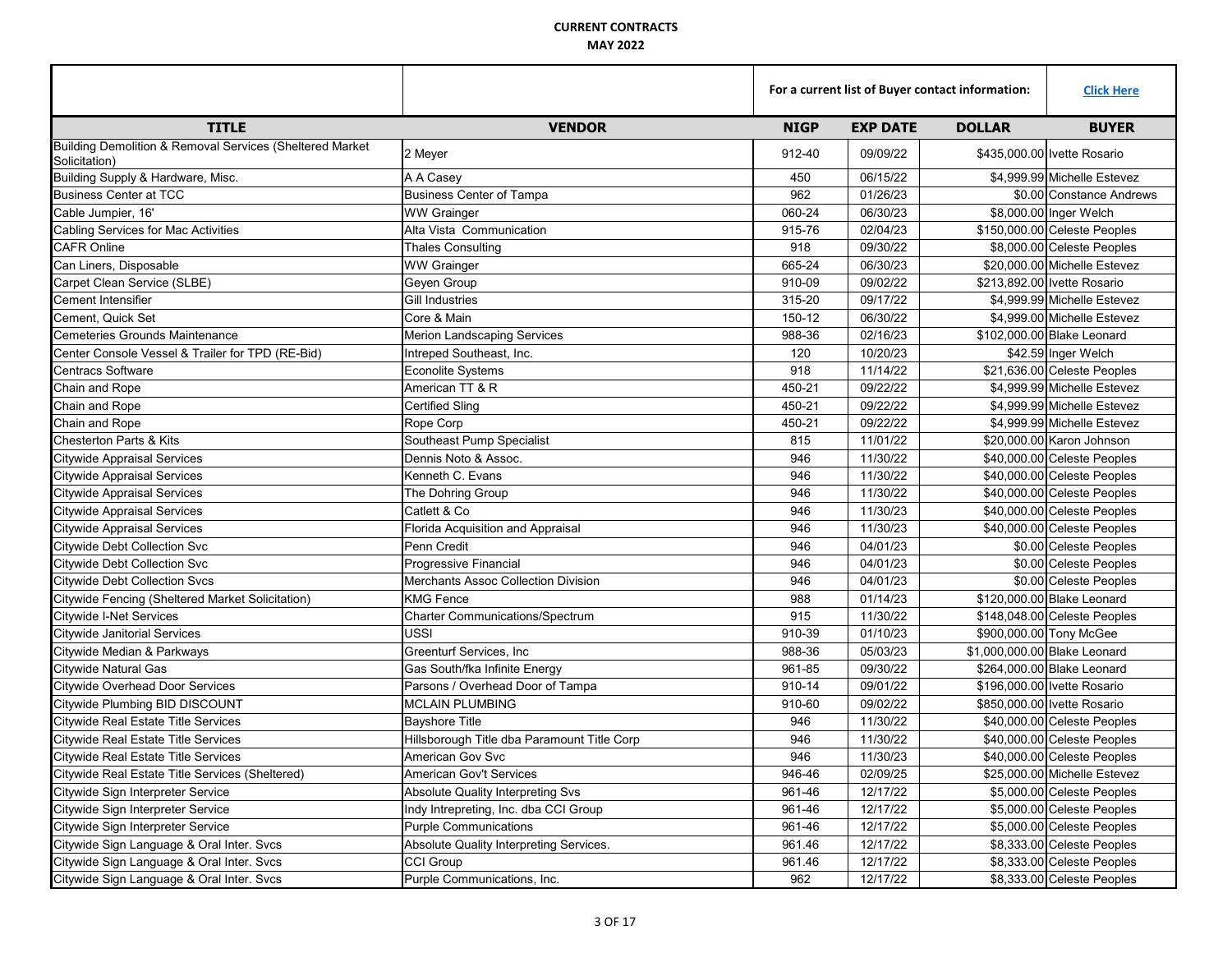**CURRENT CONTRACTS**
**MAY 2022**

| | | For a current list of Buyer contact information: | | | Click Here |
|---|---|---|---|---|---|
| **TITLE** | **VENDOR** | **NIGP** | **EXP DATE** | **DOLLAR** | **BUYER** |
| Building Demolition & Removal Services (Sheltered Market Solicitation) | 2 Meyer | 912-40 | 09/09/22 | $435,000.00 | Ivette Rosario |
| Building Supply & Hardware, Misc. | A A Casey | 450 | 06/15/22 | $4,999.99 | Michelle Estevez |
| Business Center at TCC | Business Center of Tampa | 962 | 01/26/23 | $0.00 | Constance Andrews |
| Cable Jumpier, 16' | WW Grainger | 060-24 | 06/30/23 | $8,000.00 | Inger Welch |
| Cabling Services for Mac Activities | Alta Vista Communication | 915-76 | 02/04/23 | $150,000.00 | Celeste Peoples |
| CAFR Online | Thales Consulting | 918 | 09/30/22 | $8,000.00 | Celeste Peoples |
| Can Liners, Disposable | WW Grainger | 665-24 | 06/30/23 | $20,000.00 | Michelle Estevez |
| Carpet Clean Service (SLBE) | Geyen Group | 910-09 | 09/02/22 | $213,892.00 | Ivette Rosario |
| Cement Intensifier | Gill Industries | 315-20 | 09/17/22 | $4,999.99 | Michelle Estevez |
| Cement, Quick Set | Core & Main | 150-12 | 06/30/22 | $4,999.00 | Michelle Estevez |
| Cemeteries Grounds Maintenance | Merion Landscaping Services | 988-36 | 02/16/23 | $102,000.00 | Blake Leonard |
| Center Console Vessel & Trailer for TPD (RE-Bid) | Intreped Southeast, Inc. | 120 | 10/20/23 | $42.59 | Inger Welch |
| Centracs Software | Econolite Systems | 918 | 11/14/22 | $21,636.00 | Celeste Peoples |
| Chain and Rope | American TT & R | 450-21 | 09/22/22 | $4,999.99 | Michelle Estevez |
| Chain and Rope | Certified Sling | 450-21 | 09/22/22 | $4,999.99 | Michelle Estevez |
| Chain and Rope | Rope Corp | 450-21 | 09/22/22 | $4,999.99 | Michelle Estevez |
| Chesterton Parts & Kits | Southeast Pump Specialist | 815 | 11/01/22 | $20,000.00 | Karon Johnson |
| Citywide Appraisal Services | Dennis Noto & Assoc. | 946 | 11/30/22 | $40,000.00 | Celeste Peoples |
| Citywide Appraisal Services | Kenneth C. Evans | 946 | 11/30/22 | $40,000.00 | Celeste Peoples |
| Citywide Appraisal Services | The Dohring Group | 946 | 11/30/22 | $40,000.00 | Celeste Peoples |
| Citywide Appraisal Services | Catlett & Co | 946 | 11/30/23 | $40,000.00 | Celeste Peoples |
| Citywide Appraisal Services | Florida Acquisition and Appraisal | 946 | 11/30/23 | $40,000.00 | Celeste Peoples |
| Citywide Debt Collection Svc | Penn Credit | 946 | 04/01/23 | $0.00 | Celeste Peoples |
| Citywide Debt Collection Svc | Progressive Financial | 946 | 04/01/23 | $0.00 | Celeste Peoples |
| Citywide Debt Collection Svcs | Merchants Assoc Collection Division | 946 | 04/01/23 | $0.00 | Celeste Peoples |
| Citywide Fencing (Sheltered Market Solicitation) | KMG Fence | 988 | 01/14/23 | $120,000.00 | Blake Leonard |
| Citywide I-Net Services | Charter Communications/Spectrum | 915 | 11/30/22 | $148,048.00 | Celeste Peoples |
| Citywide Janitorial Services | USSI | 910-39 | 01/10/23 | $900,000.00 | Tony McGee |
| Citywide Median & Parkways | Greenturf Services, Inc | 988-36 | 05/03/23 | $1,000,000.00 | Blake Leonard |
| Citywide Natural Gas | Gas South/fka Infinite Energy | 961-85 | 09/30/22 | $264,000.00 | Blake Leonard |
| Citywide Overhead Door Services | Parsons / Overhead Door of Tampa | 910-14 | 09/01/22 | $196,000.00 | Ivette Rosario |
| Citywide Plumbing BID DISCOUNT | MCLAIN PLUMBING | 910-60 | 09/02/22 | $850,000.00 | Ivette Rosario |
| Citywide Real Estate Title Services | Bayshore Title | 946 | 11/30/22 | $40,000.00 | Celeste Peoples |
| Citywide Real Estate Title Services | Hillsborough Title dba Paramount Title Corp | 946 | 11/30/22 | $40,000.00 | Celeste Peoples |
| Citywide Real Estate Title Services | American Gov Svc | 946 | 11/30/23 | $40,000.00 | Celeste Peoples |
| Citywide Real Estate Title Services (Sheltered) | American Gov't Services | 946-46 | 02/09/25 | $25,000.00 | Michelle Estevez |
| Citywide Sign Interpreter Service | Absolute Quality Interpreting Svs | 961-46 | 12/17/22 | $5,000.00 | Celeste Peoples |
| Citywide Sign Interpreter Service | Indy Intrepreting, Inc. dba CCI Group | 961-46 | 12/17/22 | $5,000.00 | Celeste Peoples |
| Citywide Sign Interpreter Service | Purple Communications | 961-46 | 12/17/22 | $5,000.00 | Celeste Peoples |
| Citywide Sign Language & Oral Inter. Svcs | Absolute Quality Interpreting Services. | 961.46 | 12/17/22 | $8,333.00 | Celeste Peoples |
| Citywide Sign Language & Oral Inter. Svcs | CCI Group | 961.46 | 12/17/22 | $8,333.00 | Celeste Peoples |
| Citywide Sign Language & Oral Inter. Svcs | Purple Communications, Inc. | 962 | 12/17/22 | $8,333.00 | Celeste Peoples |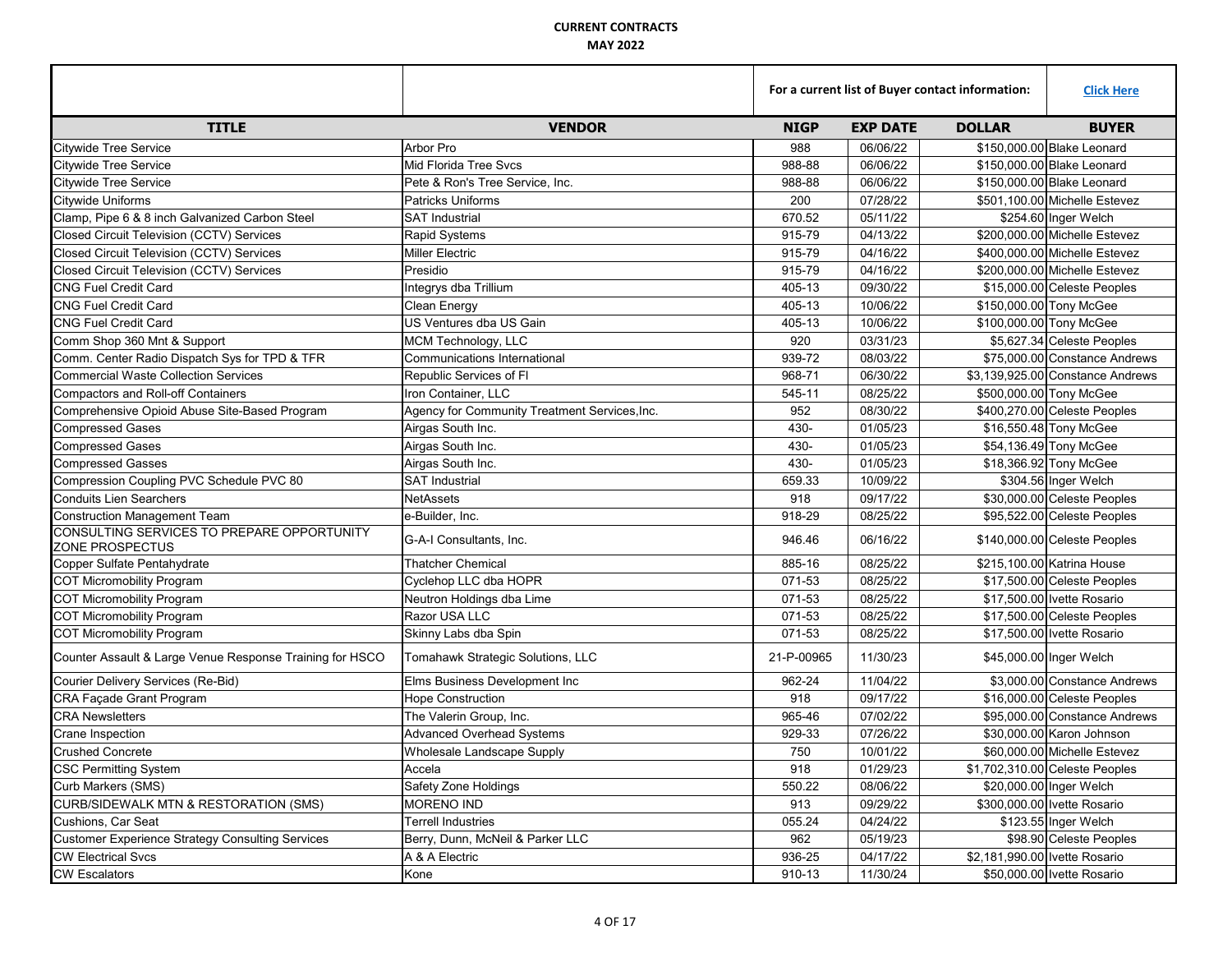**CURRENT CONTRACTS**
**MAY 2022**

| | | For a current list of Buyer contact information: | | | Click Here |
|---|---|---|---|---|---|
| **TITLE** | **VENDOR** | **NIGP** | **EXP DATE** | **DOLLAR** | **BUYER** |
| Citywide Tree Service | Arbor Pro | 988 | 06/06/22 | $150,000.00 | Blake Leonard |
| Citywide Tree Service | Mid Florida Tree Svcs | 988-88 | 06/06/22 | $150,000.00 | Blake Leonard |
| Citywide Tree Service | Pete & Ron's Tree Service, Inc. | 988-88 | 06/06/22 | $150,000.00 | Blake Leonard |
| Citywide Uniforms | Patricks Uniforms | 200 | 07/28/22 | $501,100.00 | Michelle Estevez |
| Clamp, Pipe 6 & 8 inch Galvanized Carbon Steel | SAT Industrial | 670.52 | 05/11/22 | $254.60 | Inger Welch |
| Closed Circuit Television (CCTV) Services | Rapid Systems | 915-79 | 04/13/22 | $200,000.00 | Michelle Estevez |
| Closed Circuit Television (CCTV) Services | Miller Electric | 915-79 | 04/16/22 | $400,000.00 | Michelle Estevez |
| Closed Circuit Television (CCTV) Services | Presidio | 915-79 | 04/16/22 | $200,000.00 | Michelle Estevez |
| CNG Fuel Credit Card | Integrys dba Trillium | 405-13 | 09/30/22 | $15,000.00 | Celeste Peoples |
| CNG Fuel Credit Card | Clean Energy | 405-13 | 10/06/22 | $150,000.00 | Tony McGee |
| CNG Fuel Credit Card | US Ventures dba US Gain | 405-13 | 10/06/22 | $100,000.00 | Tony McGee |
| Comm Shop 360 Mnt & Support | MCM Technology, LLC | 920 | 03/31/23 | $5,627.34 | Celeste Peoples |
| Comm. Center Radio Dispatch Sys for TPD & TFR | Communications International | 939-72 | 08/03/22 | $75,000.00 | Constance Andrews |
| Commercial Waste Collection Services | Republic Services of Fl | 968-71 | 06/30/22 | $3,139,925.00 | Constance Andrews |
| Compactors and Roll-off Containers | Iron Container, LLC | 545-11 | 08/25/22 | $500,000.00 | Tony McGee |
| Comprehensive Opioid Abuse Site-Based Program | Agency for Community Treatment Services,Inc. | 952 | 08/30/22 | $400,270.00 | Celeste Peoples |
| Compressed Gases | Airgas South Inc. | 430- | 01/05/23 | $16,550.48 | Tony McGee |
| Compressed Gases | Airgas South Inc. | 430- | 01/05/23 | $54,136.49 | Tony McGee |
| Compressed Gasses | Airgas South Inc. | 430- | 01/05/23 | $18,366.92 | Tony McGee |
| Compression Coupling PVC Schedule PVC 80 | SAT Industrial | 659.33 | 10/09/22 | $304.56 | Inger Welch |
| Conduits Lien Searchers | NetAssets | 918 | 09/17/22 | $30,000.00 | Celeste Peoples |
| Construction Management Team | e-Builder, Inc. | 918-29 | 08/25/22 | $95,522.00 | Celeste Peoples |
| CONSULTING SERVICES TO PREPARE OPPORTUNITY ZONE PROSPECTUS | G-A-I Consultants, Inc. | 946.46 | 06/16/22 | $140,000.00 | Celeste Peoples |
| Copper Sulfate Pentahydrate | Thatcher Chemical | 885-16 | 08/25/22 | $215,100.00 | Katrina House |
| COT Micromobility Program | Cyclehop LLC dba HOPR | 071-53 | 08/25/22 | $17,500.00 | Celeste Peoples |
| COT Micromobility Program | Neutron Holdings dba Lime | 071-53 | 08/25/22 | $17,500.00 | Ivette Rosario |
| COT Micromobility Program | Razor USA LLC | 071-53 | 08/25/22 | $17,500.00 | Celeste Peoples |
| COT Micromobility Program | Skinny Labs dba Spin | 071-53 | 08/25/22 | $17,500.00 | Ivette Rosario |
| Counter Assault & Large Venue Response Training for HSCO | Tomahawk Strategic Solutions, LLC | 21-P-00965 | 11/30/23 | $45,000.00 | Inger Welch |
| Courier Delivery Services (Re-Bid) | Elms Business Development Inc | 962-24 | 11/04/22 | $3,000.00 | Constance Andrews |
| CRA Façade Grant Program | Hope Construction | 918 | 09/17/22 | $16,000.00 | Celeste Peoples |
| CRA Newsletters | The Valerin Group, Inc. | 965-46 | 07/02/22 | $95,000.00 | Constance Andrews |
| Crane Inspection | Advanced Overhead Systems | 929-33 | 07/26/22 | $30,000.00 | Karon Johnson |
| Crushed Concrete | Wholesale Landscape Supply | 750 | 10/01/22 | $60,000.00 | Michelle Estevez |
| CSC Permitting System | Accela | 918 | 01/29/23 | $1,702,310.00 | Celeste Peoples |
| Curb Markers (SMS) | Safety Zone Holdings | 550.22 | 08/06/22 | $20,000.00 | Inger Welch |
| CURB/SIDEWALK MTN & RESTORATION (SMS) | MORENO IND | 913 | 09/29/22 | $300,000.00 | Ivette Rosario |
| Cushions, Car Seat | Terrell Industries | 055.24 | 04/24/22 | $123.55 | Inger Welch |
| Customer Experience Strategy Consulting Services | Berry, Dunn, McNeil & Parker LLC | 962 | 05/19/23 | $98.90 | Celeste Peoples |
| CW Electrical Svcs | A & A Electric | 936-25 | 04/17/22 | $2,181,990.00 | Ivette Rosario |
| CW Escalators | Kone | 910-13 | 11/30/24 | $50,000.00 | Ivette Rosario |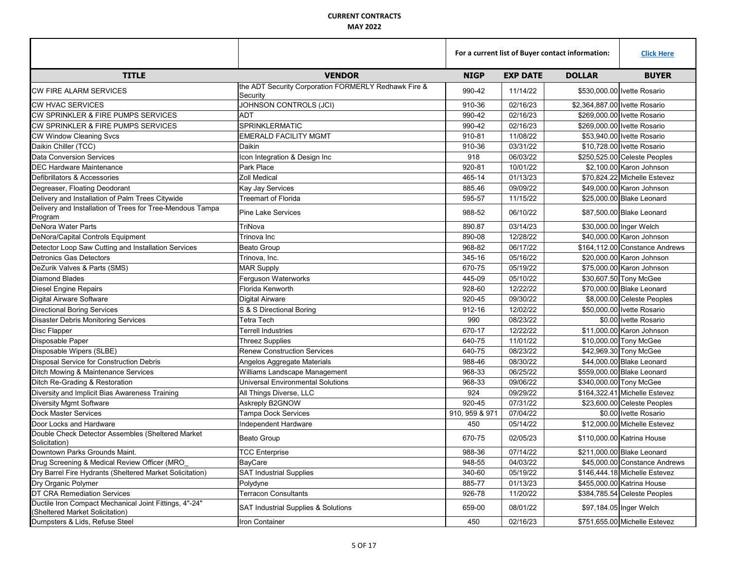**CURRENT CONTRACTS**

**MAY 2022**

| | | For a current list of Buyer contact information: | | | Click Here |
|---|---|---|---|---|---|
| **TITLE** | **VENDOR** | **NIGP** | **EXP DATE** | **DOLLAR** | **BUYER** |
| CW FIRE ALARM SERVICES | the ADT Security Corporation FORMERLY Redhawk Fire & Security | 990-42 | 11/14/22 | $530,000.00 | Ivette Rosario |
| CW HVAC SERVICES | JOHNSON CONTROLS (JCI) | 910-36 | 02/16/23 | $2,364,887.00 | Ivette Rosario |
| CW SPRINKLER & FIRE PUMPS SERVICES | ADT | 990-42 | 02/16/23 | $269,000.00 | Ivette Rosario |
| CW SPRINKLER & FIRE PUMPS SERVICES | SPRINKLERMATIC | 990-42 | 02/16/23 | $269,000.00 | Ivette Rosario |
| CW Window Cleaning Svcs | EMERALD FACILITY MGMT | 910-81 | 11/08/22 | $53,940.00 | Ivette Rosario |
| Daikin Chiller (TCC) | Daikin | 910-36 | 03/31/22 | $10,728.00 | Ivette Rosario |
| Data Conversion Services | Icon Integration & Design Inc | 918 | 06/03/22 | $250,525.00 | Celeste Peoples |
| DEC Hardware Maintenance | Park Place | 920-81 | 10/01/22 | $2,100.00 | Karon Johnson |
| Defibrillators & Accessories | Zoll Medical | 465-14 | 01/13/23 | $70,824.22 | Michelle Estevez |
| Degreaser, Floating Deodorant | Kay Jay Services | 885.46 | 09/09/22 | $49,000.00 | Karon Johnson |
| Delivery and Installation of Palm Trees Citywide | Treemart of Florida | 595-57 | 11/15/22 | $25,000.00 | Blake Leonard |
| Delivery and Installation of Trees for Tree-Mendous Tampa Program | Pine Lake Services | 988-52 | 06/10/22 | $87,500.00 | Blake Leonard |
| DeNora Water Parts | TriNova | 890.87 | 03/14/23 | $30,000.00 | Inger Welch |
| DeNora/Capital Controls Equipment | Trinova Inc | 890-08 | 12/28/22 | $40,000.00 | Karon Johnson |
| Detector Loop Saw Cutting and Installation Services | Beato Group | 968-82 | 06/17/22 | $164,112.00 | Constance Andrews |
| Detronics Gas Detectors | Trinova, Inc. | 345-16 | 05/16/22 | $20,000.00 | Karon Johnson |
| DeZurik Valves & Parts (SMS) | MAR Supply | 670-75 | 05/19/22 | $75,000.00 | Karon Johnson |
| Diamond Blades | Ferguson Waterworks | 445-09 | 05/10/22 | $30,607.50 | Tony McGee |
| Diesel Engine Repairs | Florida Kenworth | 928-60 | 12/22/22 | $70,000.00 | Blake Leonard |
| Digital Airware Software | Digital Airware | 920-45 | 09/30/22 | $8,000.00 | Celeste Peoples |
| Directional Boring Services | S & S Directional Boring | 912-16 | 12/02/22 | $50,000.00 | Ivette Rosario |
| Disaster Debris Monitoring Services | Tetra Tech | 990 | 08/23/22 | $0.00 | Ivette Rosario |
| Disc Flapper | Terrell Industries | 670-17 | 12/22/22 | $11,000.00 | Karon Johnson |
| Disposable Paper | Threez Supplies | 640-75 | 11/01/22 | $10,000.00 | Tony McGee |
| Disposable Wipers (SLBE) | Renew Construction Services | 640-75 | 08/23/22 | $42,969.30 | Tony McGee |
| Disposal Service for Construction Debris | Angelos Aggregate Materials | 988-46 | 08/30/22 | $44,000.00 | Blake Leonard |
| Ditch Mowing & Maintenance Services | Williams Landscape Management | 968-33 | 06/25/22 | $559,000.00 | Blake Leonard |
| Ditch Re-Grading & Restoration | Universal Environmental Solutions | 968-33 | 09/06/22 | $340,000.00 | Tony McGee |
| Diversity and Implicit Bias Awareness Training | All Things Diverse, LLC | 924 | 09/29/22 | $164,322.41 | Michelle Estevez |
| Diversity Mgmt Software | Askreply B2GNOW | 920-45 | 07/31/22 | $23,600.00 | Celeste Peoples |
| Dock Master Services | Tampa Dock Services | 910, 959 & 971 | 07/04/22 | $0.00 | Ivette Rosario |
| Door Locks and Hardware | Independent Hardware | 450 | 05/14/22 | $12,000.00 | Michelle Estevez |
| Double Check Detector Assembles (Sheltered Market Solicitation) | Beato Group | 670-75 | 02/05/23 | $110,000.00 | Katrina House |
| Downtown Parks Grounds Maint. | TCC Enterprise | 988-36 | 07/14/22 | $211,000.00 | Blake Leonard |
| Drug Screening & Medical Review Officer (MRO_ | BayCare | 948-55 | 04/03/22 | $45,000.00 | Constance Andrews |
| Dry Barrel Fire Hydrants (Sheltered Market Solicitation) | SAT Industrial Supplies | 340-60 | 05/19/22 | $146,444.18 | Michelle Estevez |
| Dry Organic Polymer | Polydyne | 885-77 | 01/13/23 | $455,000.00 | Katrina House |
| DT CRA Remediation Services | Terracon Consultants | 926-78 | 11/20/22 | $384,785.54 | Celeste Peoples |
| Ductile Iron Compact Mechanical Joint Fittings, 4"-24" (Sheltered Market Solicitation) | SAT Industrial Supplies & Solutions | 659-00 | 08/01/22 | $97,184.05 | Inger Welch |
| Dumpsters & Lids, Refuse Steel | Iron Container | 450 | 02/16/23 | $751,655.00 | Michelle Estevez |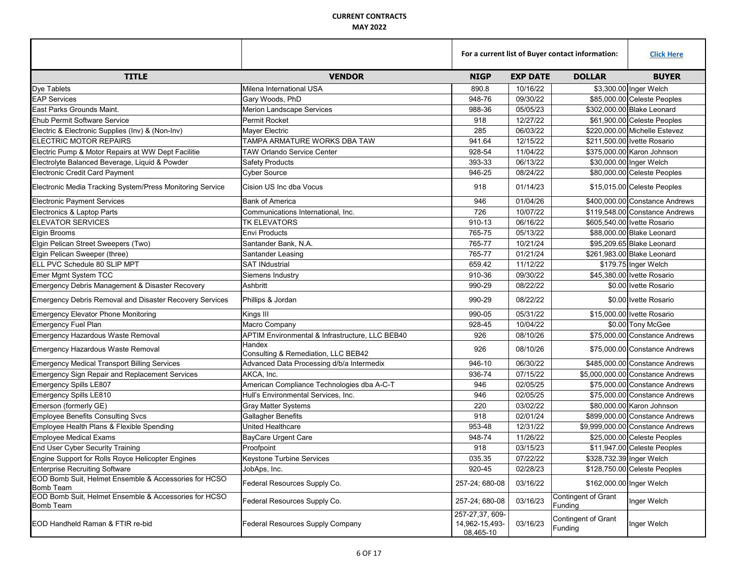**CURRENT CONTRACTS**

**MAY 2022**

| | | For a current list of Buyer contact information: | | | Click Here |
|---|---|---|---|---|---|
| **TITLE** | **VENDOR** | **NIGP** | **EXP DATE** | **DOLLAR** | **BUYER** |
| Dye Tablets | Milena International USA | 890.8 | 10/16/22 | $3,300.00 | Inger Welch |
| EAP Services | Gary Woods, PhD | 948-76 | 09/30/22 | $85,000.00 | Celeste Peoples |
| East Parks Grounds Maint. | Merion Landscape Services | 988-36 | 05/05/23 | $302,000.00 | Blake Leonard |
| Ehub Permit Software Service | Permit Rocket | 918 | 12/27/22 | $61,900.00 | Celeste Peoples |
| Electric & Electronic Supplies (Inv) & (Non-Inv) | Mayer Electric | 285 | 06/03/22 | $220,000.00 | Michelle Estevez |
| ELECTRIC MOTOR REPAIRS | TAMPA ARMATURE WORKS DBA TAW | 941.64 | 12/15/22 | $211,500.00 | Ivette Rosario |
| Electric Pump & Motor Repairs at WW Dept Facilitie | TAW Orlando Service Center | 928-54 | 11/04/22 | $375,000.00 | Karon Johnson |
| Electrolyte Balanced Beverage, Liquid & Powder | Safety Products | 393-33 | 06/13/22 | $30,000.00 | Inger Welch |
| Electronic Credit Card Payment | Cyber Source | 946-25 | 08/24/22 | $80,000.00 | Celeste Peoples |
| Electronic Media Tracking System/Press Monitoring Service | Cision US Inc dba Vocus | 918 | 01/14/23 | $15,015.00 | Celeste Peoples |
| Electronic Payment Services | Bank of America | 946 | 01/04/26 | $400,000.00 | Constance Andrews |
| Electronics & Laptop Parts | Communications International, Inc. | 726 | 10/07/22 | $119,548.00 | Constance Andrews |
| ELEVATOR SERVICES | TK ELEVATORS | 910-13 | 06/16/22 | $605,540.00 | Ivette Rosario |
| Elgin Brooms | Envi Products | 765-75 | 05/13/22 | $88,000.00 | Blake Leonard |
| Elgin Pelican Street Sweepers (Two) | Santander Bank, N.A. | 765-77 | 10/21/24 | $95,209.65 | Blake Leonard |
| Elgin Pelican Sweeper (three) | Santander Leasing | 765-77 | 01/21/24 | $261,983.00 | Blake Leonard |
| ELL PVC Schedule 80 SLIP MPT | SAT INdustrial | 659.42 | 11/12/22 | $179.75 | Inger Welch |
| Emer Mgmt System TCC | Siemens Industry | 910-36 | 09/30/22 | $45,380.00 | Ivette Rosario |
| Emergency Debris Management & Disaster Recovery | Ashbritt | 990-29 | 08/22/22 | $0.00 | Ivette Rosario |
| Emergency Debris Removal and Disaster Recovery Services | Phillips & Jordan | 990-29 | 08/22/22 | $0.00 | Ivette Rosario |
| Emergency Elevator Phone Monitoring | Kings III | 990-05 | 05/31/22 | $15,000.00 | Ivette Rosario |
| Emergency Fuel Plan | Macro Company | 928-45 | 10/04/22 | $0.00 | Tony McGee |
| Emergency Hazardous Waste Removal | APTIM Environmental & Infrastructure, LLC BEB40 | 926 | 08/10/26 | $75,000.00 | Constance Andrews |
| Emergency Hazardous Waste Removal | Handex Consulting & Remediation, LLC BEB42 | 926 | 08/10/26 | $75,000.00 | Constance Andrews |
| Emergency Medical Transport Billing Services | Advanced Data Processing d/b/a Intermedix | 946-10 | 06/30/22 | $485,000.00 | Constance Andrews |
| Emergency Sign Repair and Replacement Services | AKCA, Inc. | 936-74 | 07/15/22 | $5,000,000.00 | Constance Andrews |
| Emergency Spills LE807 | American Compliance Technologies dba A-C-T | 946 | 02/05/25 | $75,000.00 | Constance Andrews |
| Emergency Spills LE810 | Hull's Environmental Services, Inc. | 946 | 02/05/25 | $75,000.00 | Constance Andrews |
| Emerson (formerly GE) | Gray Matter Systems | 220 | 03/02/22 | $80,000.00 | Karon Johnson |
| Employee Benefits Consulting Svcs | Gallagher Benefits | 918 | 02/01/24 | $899,000.00 | Constance Andrews |
| Employee Health Plans & Flexible Spending | United Healthcare | 953-48 | 12/31/22 | $9,999,000.00 | Constance Andrews |
| Employee Medical Exams | BayCare Urgent Care | 948-74 | 11/26/22 | $25,000.00 | Celeste Peoples |
| End User Cyber Security Training | Proofpoint | 918 | 03/15/23 | $11,947.00 | Celeste Peoples |
| Engine Support for Rolls Royce Helicopter Engines | Keystone Turbine Services | 035.35 | 07/22/22 | $328,732.39 | Inger Welch |
| Enterprise Recruiting Software | JobAps, Inc. | 920-45 | 02/28/23 | $128,750.00 | Celeste Peoples |
| EOD Bomb Suit, Helmet Ensemble & Accessories for HCSO Bomb Team | Federal Resources Supply Co. | 257-24; 680-08 | 03/16/22 | $162,000.00 | Inger Welch |
| EOD Bomb Suit, Helmet Ensemble & Accessories for HCSO Bomb Team | Federal Resources Supply Co. | 257-24; 680-08 | 03/16/23 | Contingent of Grant Funding | Inger Welch |
| EOD Handheld Raman & FTIR re-bid | Federal Resources Supply Company | 257-27,37, 609-14,962-15,493-08,465-10 | 03/16/23 | Contingent of Grant Funding | Inger Welch |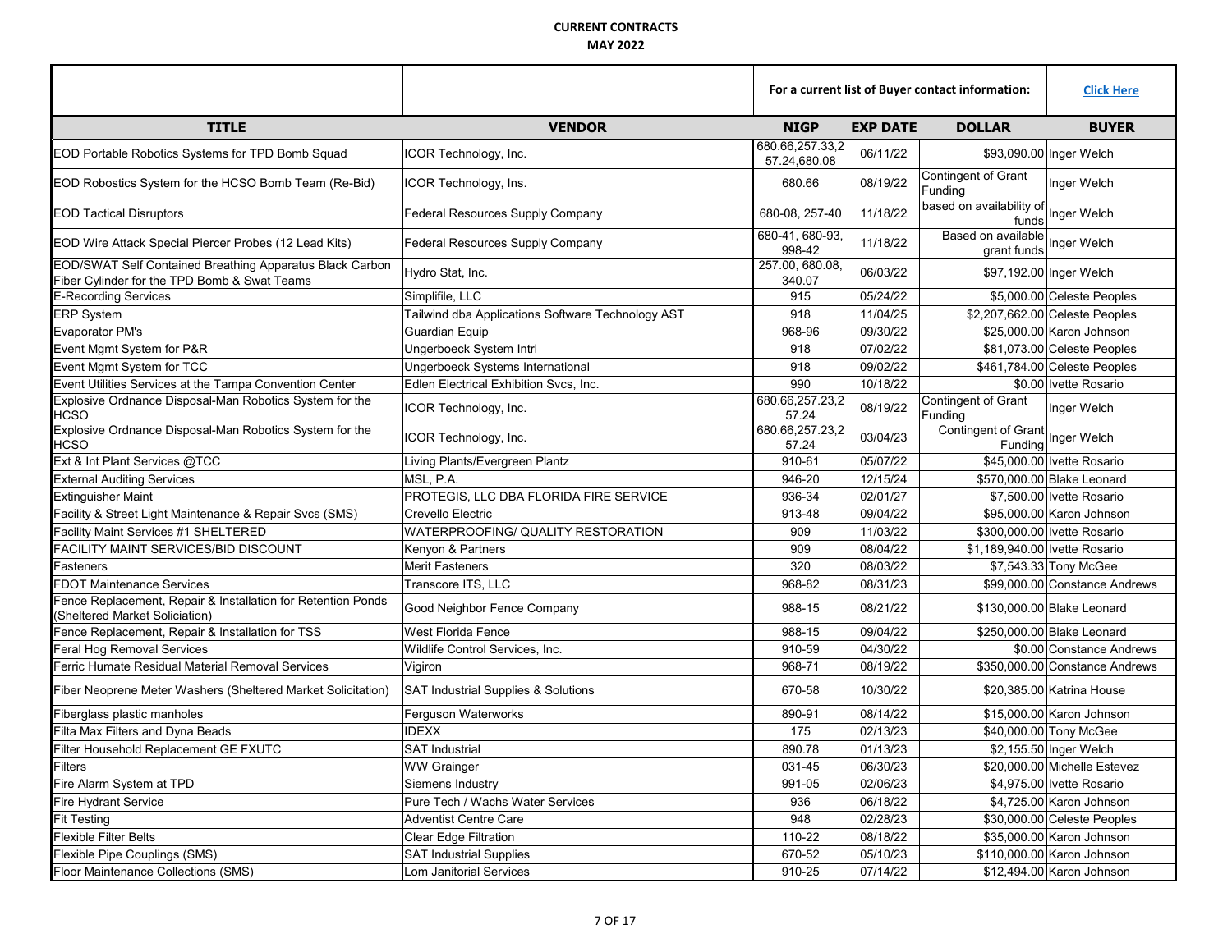**CURRENT CONTRACTS**
**MAY 2022**

| | | For a current list of Buyer contact information: | | | Click Here |
|---|---|---|---|---|---|
| **TITLE** | **VENDOR** | **NIGP** | **EXP DATE** | **DOLLAR** | **BUYER** |
| EOD Portable Robotics Systems for TPD Bomb Squad | ICOR Technology, Inc. | 680.66,257.33,257.24,680.08 | 06/11/22 | $93,090.00 | Inger Welch |
| EOD Robostics System for the HCSO Bomb Team (Re-Bid) | ICOR Technology, Ins. | 680.66 | 08/19/22 | Contingent of Grant Funding | Inger Welch |
| EOD Tactical Disruptors | Federal Resources Supply Company | 680-08, 257-40 | 11/18/22 | based on availability of funds | Inger Welch |
| EOD Wire Attack Special Piercer Probes (12 Lead Kits) | Federal Resources Supply Company | 680-41, 680-93, 998-42 | 11/18/22 | Based on available grant funds | Inger Welch |
| EOD/SWAT Self Contained Breathing Apparatus Black Carbon Fiber Cylinder for the TPD Bomb & Swat Teams | Hydro Stat, Inc. | 257.00, 680.08, 340.07 | 06/03/22 | $97,192.00 | Inger Welch |
| E-Recording Services | Simplifile, LLC | 915 | 05/24/22 | $5,000.00 | Celeste Peoples |
| ERP System | Tailwind dba Applications Software Technology AST | 918 | 11/04/25 | $2,207,662.00 | Celeste Peoples |
| Evaporator PM's | Guardian Equip | 968-96 | 09/30/22 | $25,000.00 | Karon Johnson |
| Event Mgmt System for P&R | Ungerboeck System Intrl | 918 | 07/02/22 | $81,073.00 | Celeste Peoples |
| Event Mgmt System for TCC | Ungerboeck Systems International | 918 | 09/02/22 | $461,784.00 | Celeste Peoples |
| Event Utilities Services at the Tampa Convention Center | Edlen Electrical Exhibition Svcs, Inc. | 990 | 10/18/22 | $0.00 | Ivette Rosario |
| Explosive Ordnance Disposal-Man Robotics System for the HCSO | ICOR Technology, Inc. | 680.66,257.23,257.24 | 08/19/22 | Contingent of Grant Funding | Inger Welch |
| Explosive Ordnance Disposal-Man Robotics System for the HCSO | ICOR Technology, Inc. | 680.66,257.23,257.24 | 03/04/23 | Contingent of Grant Funding | Inger Welch |
| Ext & Int Plant Services @TCC | Living Plants/Evergreen Plantz | 910-61 | 05/07/22 | $45,000.00 | Ivette Rosario |
| External Auditing Services | MSL, P.A. | 946-20 | 12/15/24 | $570,000.00 | Blake Leonard |
| Extinguisher Maint | PROTEGIS, LLC DBA FLORIDA FIRE SERVICE | 936-34 | 02/01/27 | $7,500.00 | Ivette Rosario |
| Facility & Street Light Maintenance & Repair Svcs (SMS) | Crevello Electric | 913-48 | 09/04/22 | $95,000.00 | Karon Johnson |
| Facility Maint Services #1 SHELTERED | WATERPROOFING/ QUALITY RESTORATION | 909 | 11/03/22 | $300,000.00 | Ivette Rosario |
| FACILITY MAINT SERVICES/BID DISCOUNT | Kenyon & Partners | 909 | 08/04/22 | $1,189,940.00 | Ivette Rosario |
| Fasteners | Merit Fasteners | 320 | 08/03/22 | $7,543.33 | Tony McGee |
| FDOT Maintenance Services | Transcore ITS, LLC | 968-82 | 08/31/23 | $99,000.00 | Constance Andrews |
| Fence Replacement, Repair & Installation for Retention Ponds (Sheltered Market Soliciation) | Good Neighbor Fence Company | 988-15 | 08/21/22 | $130,000.00 | Blake Leonard |
| Fence Replacement, Repair & Installation for TSS | West Florida Fence | 988-15 | 09/04/22 | $250,000.00 | Blake Leonard |
| Feral Hog Removal Services | Wildlife Control Services, Inc. | 910-59 | 04/30/22 | $0.00 | Constance Andrews |
| Ferric Humate Residual Material Removal Services | Vigiron | 968-71 | 08/19/22 | $350,000.00 | Constance Andrews |
| Fiber Neoprene Meter Washers (Sheltered Market Solicitation) | SAT Industrial Supplies & Solutions | 670-58 | 10/30/22 | $20,385.00 | Katrina House |
| Fiberglass plastic manholes | Ferguson Waterworks | 890-91 | 08/14/22 | $15,000.00 | Karon Johnson |
| Filta Max Filters and Dyna Beads | IDEXX | 175 | 02/13/23 | $40,000.00 | Tony McGee |
| Filter Household Replacement GE FXUTC | SAT Industrial | 890.78 | 01/13/23 | $2,155.50 | Inger Welch |
| Filters | WW Grainger | 031-45 | 06/30/23 | $20,000.00 | Michelle Estevez |
| Fire Alarm System at TPD | Siemens Industry | 991-05 | 02/06/23 | $4,975.00 | Ivette Rosario |
| Fire Hydrant Service | Pure Tech / Wachs Water Services | 936 | 06/18/22 | $4,725.00 | Karon Johnson |
| Fit Testing | Adventist Centre Care | 948 | 02/28/23 | $30,000.00 | Celeste Peoples |
| Flexible Filter Belts | Clear Edge Filtration | 110-22 | 08/18/22 | $35,000.00 | Karon Johnson |
| Flexible Pipe Couplings (SMS) | SAT Industrial Supplies | 670-52 | 05/10/23 | $110,000.00 | Karon Johnson |
| Floor Maintenance Collections (SMS) | Lom Janitorial Services | 910-25 | 07/14/22 | $12,494.00 | Karon Johnson |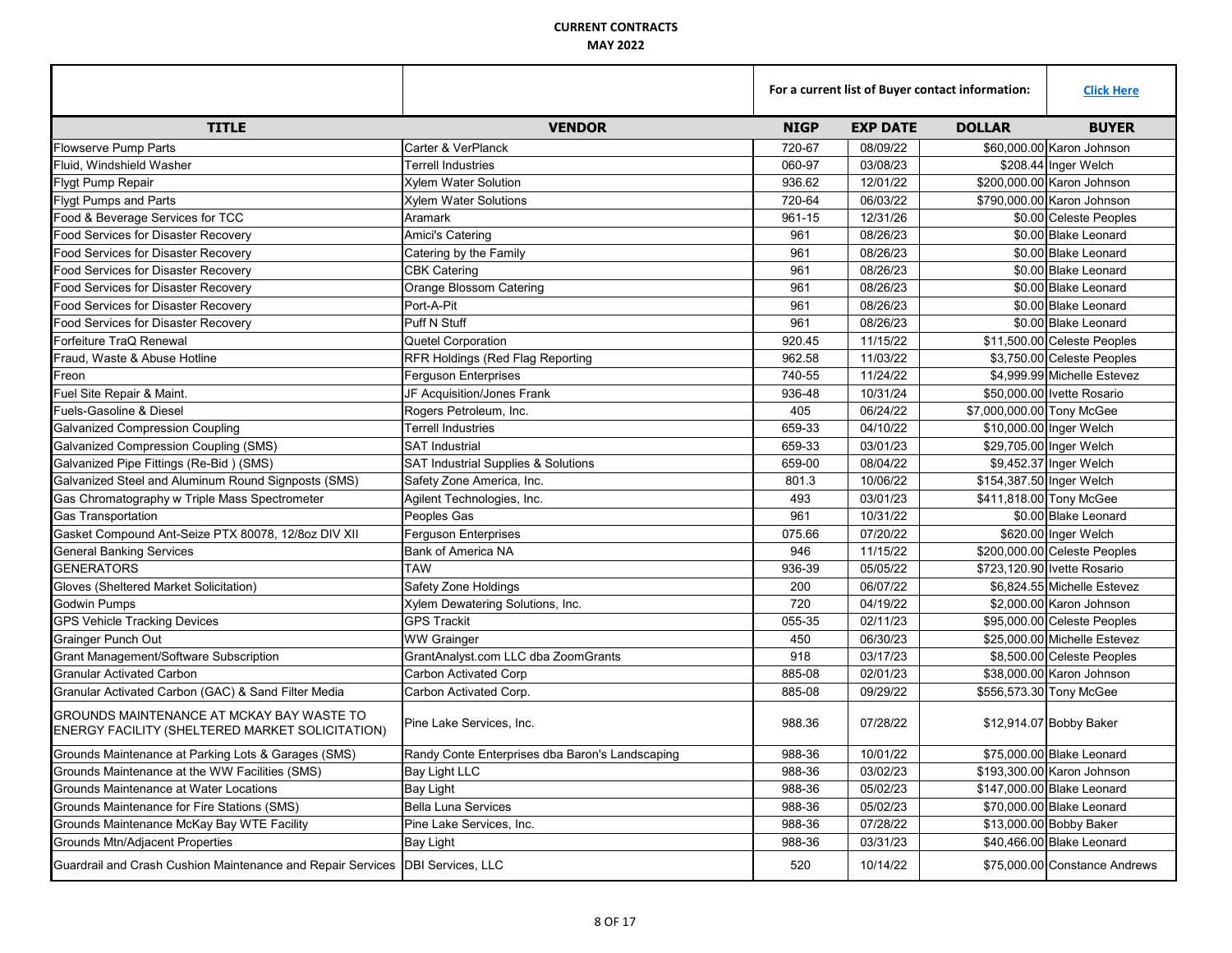**CURRENT CONTRACTS**
**MAY 2022**

| | | For a current list of Buyer contact information: | | | Click Here |
|---|---|---|---|---|---|
| **TITLE** | **VENDOR** | **NIGP** | **EXP DATE** | **DOLLAR** | **BUYER** |
| Flowserve Pump Parts | Carter & VerPlanck | 720-67 | 08/09/22 | $60,000.00 | Karon Johnson |
| Fluid, Windshield Washer | Terrell Industries | 060-97 | 03/08/23 | $208.44 | Inger Welch |
| Flygt Pump Repair | Xylem Water Solution | 936.62 | 12/01/22 | $200,000.00 | Karon Johnson |
| Flygt Pumps and Parts | Xylem Water Solutions | 720-64 | 06/03/22 | $790,000.00 | Karon Johnson |
| Food & Beverage Services for TCC | Aramark | 961-15 | 12/31/26 | $0.00 | Celeste Peoples |
| Food Services for Disaster Recovery | Amici's Catering | 961 | 08/26/23 | $0.00 | Blake Leonard |
| Food Services for Disaster Recovery | Catering by the Family | 961 | 08/26/23 | $0.00 | Blake Leonard |
| Food Services for Disaster Recovery | CBK Catering | 961 | 08/26/23 | $0.00 | Blake Leonard |
| Food Services for Disaster Recovery | Orange Blossom Catering | 961 | 08/26/23 | $0.00 | Blake Leonard |
| Food Services for Disaster Recovery | Port-A-Pit | 961 | 08/26/23 | $0.00 | Blake Leonard |
| Food Services for Disaster Recovery | Puff N Stuff | 961 | 08/26/23 | $0.00 | Blake Leonard |
| Forfeiture TraQ Renewal | Quetel Corporation | 920.45 | 11/15/22 | $11,500.00 | Celeste Peoples |
| Fraud, Waste & Abuse Hotline | RFR Holdings (Red Flag Reporting | 962.58 | 11/03/22 | $3,750.00 | Celeste Peoples |
| Freon | Ferguson Enterprises | 740-55 | 11/24/22 | $4,999.99 | Michelle Estevez |
| Fuel Site Repair & Maint. | JF Acquisition/Jones Frank | 936-48 | 10/31/24 | $50,000.00 | Ivette Rosario |
| Fuels-Gasoline & Diesel | Rogers Petroleum, Inc. | 405 | 06/24/22 | $7,000,000.00 | Tony McGee |
| Galvanized Compression Coupling | Terrell Industries | 659-33 | 04/10/22 | $10,000.00 | Inger Welch |
| Galvanized Compression Coupling (SMS) | SAT Industrial | 659-33 | 03/01/23 | $29,705.00 | Inger Welch |
| Galvanized Pipe Fittings (Re-Bid ) (SMS) | SAT Industrial Supplies & Solutions | 659-00 | 08/04/22 | $9,452.37 | Inger Welch |
| Galvanized Steel and Aluminum Round Signposts (SMS) | Safety Zone America, Inc. | 801.3 | 10/06/22 | $154,387.50 | Inger Welch |
| Gas Chromatography w Triple Mass Spectrometer | Agilent Technologies, Inc. | 493 | 03/01/23 | $411,818.00 | Tony McGee |
| Gas Transportation | Peoples Gas | 961 | 10/31/22 | $0.00 | Blake Leonard |
| Gasket Compound Ant-Seize PTX 80078, 12/8oz DIV XII | Ferguson Enterprises | 075.66 | 07/20/22 | $620.00 | Inger Welch |
| General Banking Services | Bank of America NA | 946 | 11/15/22 | $200,000.00 | Celeste Peoples |
| GENERATORS | TAW | 936-39 | 05/05/22 | $723,120.90 | Ivette Rosario |
| Gloves (Sheltered Market Solicitation) | Safety Zone Holdings | 200 | 06/07/22 | $6,824.55 | Michelle Estevez |
| Godwin Pumps | Xylem Dewatering Solutions, Inc. | 720 | 04/19/22 | $2,000.00 | Karon Johnson |
| GPS Vehicle Tracking Devices | GPS Trackit | 055-35 | 02/11/23 | $95,000.00 | Celeste Peoples |
| Grainger Punch Out | WW Grainger | 450 | 06/30/23 | $25,000.00 | Michelle Estevez |
| Grant Management/Software Subscription | GrantAnalyst.com LLC dba ZoomGrants | 918 | 03/17/23 | $8,500.00 | Celeste Peoples |
| Granular Activated Carbon | Carbon Activated Corp | 885-08 | 02/01/23 | $38,000.00 | Karon Johnson |
| Granular Activated Carbon (GAC) & Sand Filter Media | Carbon Activated Corp. | 885-08 | 09/29/22 | $556,573.30 | Tony McGee |
| GROUNDS MAINTENANCE AT MCKAY BAY WASTE TO ENERGY FACILITY (SHELTERED MARKET SOLICITATION) | Pine Lake Services, Inc. | 988.36 | 07/28/22 | $12,914.07 | Bobby Baker |
| Grounds Maintenance at Parking Lots & Garages (SMS) | Randy Conte Enterprises dba Baron's Landscaping | 988-36 | 10/01/22 | $75,000.00 | Blake Leonard |
| Grounds Maintenance at the WW Facilities (SMS) | Bay Light LLC | 988-36 | 03/02/23 | $193,300.00 | Karon Johnson |
| Grounds Maintenance at Water Locations | Bay Light | 988-36 | 05/02/23 | $147,000.00 | Blake Leonard |
| Grounds Maintenance for Fire Stations (SMS) | Bella Luna Services | 988-36 | 05/02/23 | $70,000.00 | Blake Leonard |
| Grounds Maintenance McKay Bay WTE Facility | Pine Lake Services, Inc. | 988-36 | 07/28/22 | $13,000.00 | Bobby Baker |
| Grounds Mtn/Adjacent Properties | Bay Light | 988-36 | 03/31/23 | $40,466.00 | Blake Leonard |
| Guardrail and Crash Cushion Maintenance and Repair Services | DBI Services, LLC | 520 | 10/14/22 | $75,000.00 | Constance Andrews |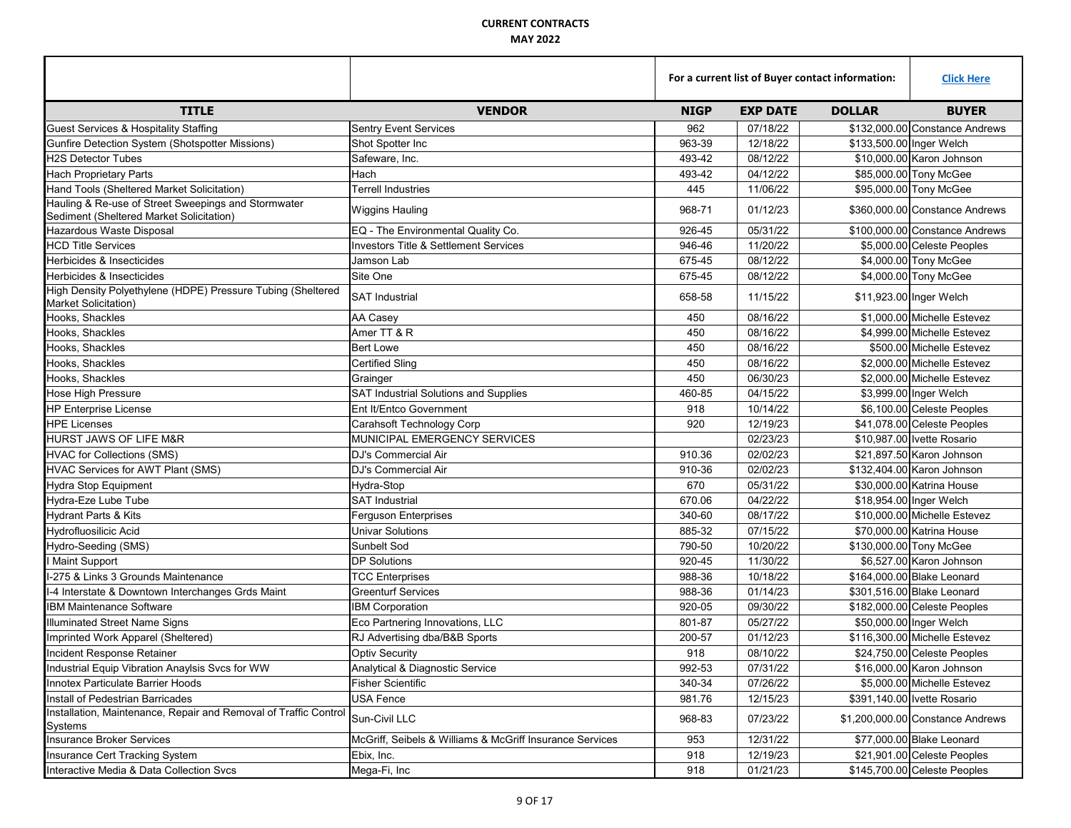**CURRENT CONTRACTS**

**MAY 2022**

| | | For a current list of Buyer contact information: | | | Click Here |
|---|---|---|---|---|---|
| **TITLE** | **VENDOR** | **NIGP** | **EXP DATE** | **DOLLAR** | **BUYER** |
| Guest Services & Hospitality Staffing | Sentry Event Services | 962 | 07/18/22 | $132,000.00 | Constance Andrews |
| Gunfire Detection System (Shotspotter Missions) | Shot Spotter Inc | 963-39 | 12/18/22 | $133,500.00 | Inger Welch |
| H2S Detector Tubes | Safeware, Inc. | 493-42 | 08/12/22 | $10,000.00 | Karon Johnson |
| Hach Proprietary Parts | Hach | 493-42 | 04/12/22 | $85,000.00 | Tony McGee |
| Hand Tools (Sheltered Market Solicitation) | Terrell Industries | 445 | 11/06/22 | $95,000.00 | Tony McGee |
| Hauling & Re-use of Street Sweepings and Stormwater Sediment (Sheltered Market Solicitation) | Wiggins Hauling | 968-71 | 01/12/23 | $360,000.00 | Constance Andrews |
| Hazardous Waste Disposal | EQ - The Environmental Quality Co. | 926-45 | 05/31/22 | $100,000.00 | Constance Andrews |
| HCD Title Services | Investors Title & Settlement Services | 946-46 | 11/20/22 | $5,000.00 | Celeste Peoples |
| Herbicides & Insecticides | Jamson Lab | 675-45 | 08/12/22 | $4,000.00 | Tony McGee |
| Herbicides & Insecticides | Site One | 675-45 | 08/12/22 | $4,000.00 | Tony McGee |
| High Density Polyethylene (HDPE) Pressure Tubing (Sheltered Market Solicitation) | SAT Industrial | 658-58 | 11/15/22 | $11,923.00 | Inger Welch |
| Hooks, Shackles | AA Casey | 450 | 08/16/22 | $1,000.00 | Michelle Estevez |
| Hooks, Shackles | Amer TT & R | 450 | 08/16/22 | $4,999.00 | Michelle Estevez |
| Hooks, Shackles | Bert Lowe | 450 | 08/16/22 | $500.00 | Michelle Estevez |
| Hooks, Shackles | Certified Sling | 450 | 08/16/22 | $2,000.00 | Michelle Estevez |
| Hooks, Shackles | Grainger | 450 | 06/30/23 | $2,000.00 | Michelle Estevez |
| Hose High Pressure | SAT Industrial Solutions and Supplies | 460-85 | 04/15/22 | $3,999.00 | Inger Welch |
| HP Enterprise License | Ent It/Entco Government | 918 | 10/14/22 | $6,100.00 | Celeste Peoples |
| HPE Licenses | Carahsoft Technology Corp | 920 | 12/19/23 | $41,078.00 | Celeste Peoples |
| HURST JAWS OF LIFE M&R | MUNICIPAL EMERGENCY SERVICES | | 02/23/23 | $10,987.00 | Ivette Rosario |
| HVAC for Collections (SMS) | DJ's Commercial Air | 910.36 | 02/02/23 | $21,897.50 | Karon Johnson |
| HVAC Services for AWT Plant (SMS) | DJ's Commercial Air | 910-36 | 02/02/23 | $132,404.00 | Karon Johnson |
| Hydra Stop Equipment | Hydra-Stop | 670 | 05/31/22 | $30,000.00 | Katrina House |
| Hydra-Eze Lube Tube | SAT Industrial | 670.06 | 04/22/22 | $18,954.00 | Inger Welch |
| Hydrant Parts & Kits | Ferguson Enterprises | 340-60 | 08/17/22 | $10,000.00 | Michelle Estevez |
| Hydrofluosilicic Acid | Univar Solutions | 885-32 | 07/15/22 | $70,000.00 | Katrina House |
| Hydro-Seeding (SMS) | Sunbelt Sod | 790-50 | 10/20/22 | $130,000.00 | Tony McGee |
| I Maint Support | DP Solutions | 920-45 | 11/30/22 | $6,527.00 | Karon Johnson |
| I-275 & Links 3 Grounds Maintenance | TCC Enterprises | 988-36 | 10/18/22 | $164,000.00 | Blake Leonard |
| I-4 Interstate & Downtown Interchanges Grds Maint | Greenturf Services | 988-36 | 01/14/23 | $301,516.00 | Blake Leonard |
| IBM Maintenance Software | IBM Corporation | 920-05 | 09/30/22 | $182,000.00 | Celeste Peoples |
| Illuminated Street Name Signs | Eco Partnering Innovations, LLC | 801-87 | 05/27/22 | $50,000.00 | Inger Welch |
| Imprinted Work Apparel (Sheltered) | RJ Advertising dba/B&B Sports | 200-57 | 01/12/23 | $116,300.00 | Michelle Estevez |
| Incident Response Retainer | Optiv Security | 918 | 08/10/22 | $24,750.00 | Celeste Peoples |
| Industrial Equip Vibration Anaylsis Svcs for WW | Analytical & Diagnostic Service | 992-53 | 07/31/22 | $16,000.00 | Karon Johnson |
| Innotex Particulate Barrier Hoods | Fisher Scientific | 340-34 | 07/26/22 | $5,000.00 | Michelle Estevez |
| Install of Pedestrian Barricades | USA Fence | 981.76 | 12/15/23 | $391,140.00 | Ivette Rosario |
| Installation, Maintenance, Repair and Removal of Traffic Control Systems | Sun-Civil LLC | 968-83 | 07/23/22 | $1,200,000.00 | Constance Andrews |
| Insurance Broker Services | McGriff, Seibels & Williams & McGriff Insurance Services | 953 | 12/31/22 | $77,000.00 | Blake Leonard |
| Insurance Cert Tracking System | Ebix, Inc. | 918 | 12/19/23 | $21,901.00 | Celeste Peoples |
| Interactive Media & Data Collection Svcs | Mega-Fi, Inc | 918 | 01/21/23 | $145,700.00 | Celeste Peoples |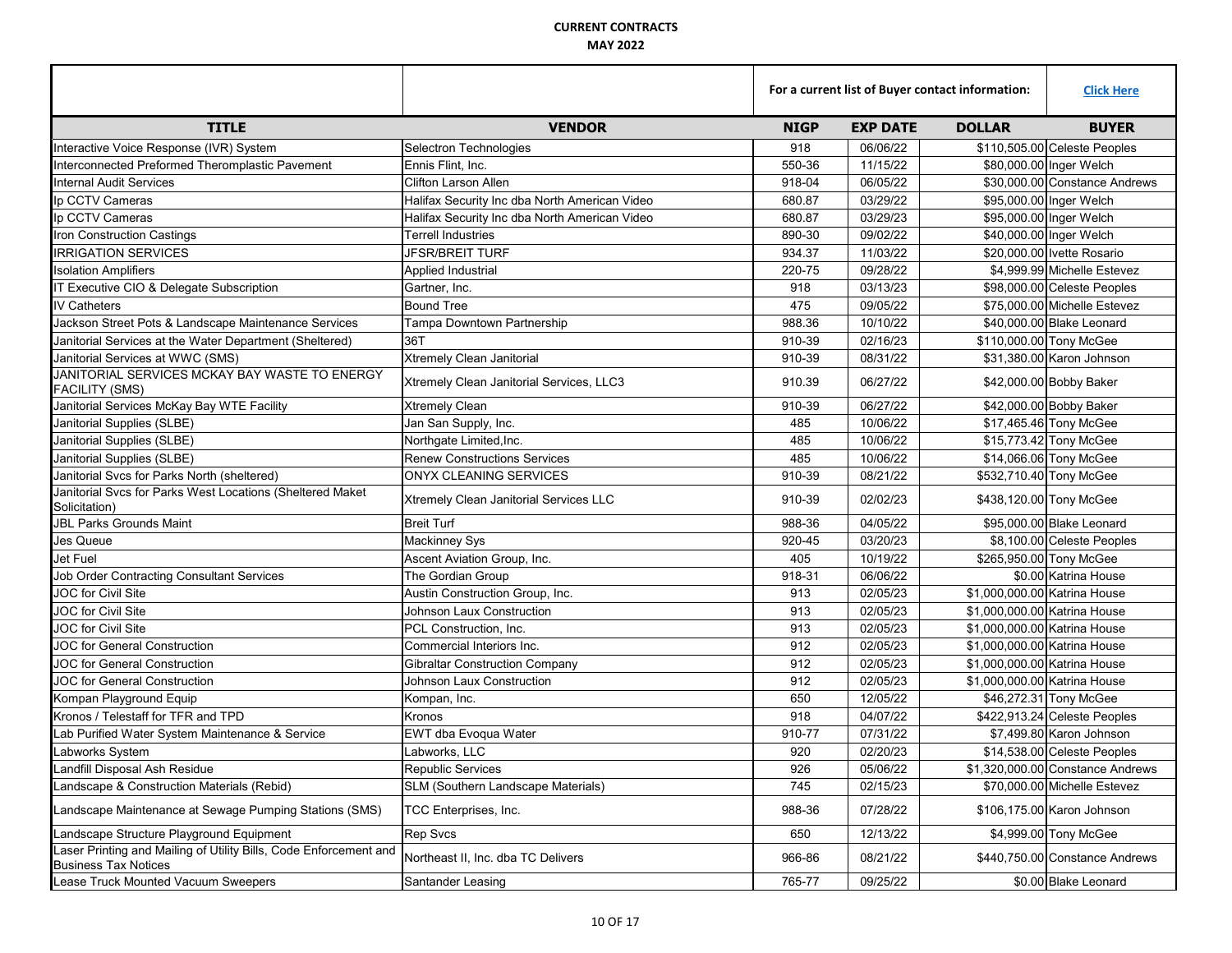**CURRENT CONTRACTS**

**MAY 2022**

| | | For a current list of Buyer contact information: | | | Click Here |
|---|---|---|---|---|---|
| **TITLE** | **VENDOR** | **NIGP** | **EXP DATE** | **DOLLAR** | **BUYER** |
| Interactive Voice Response (IVR) System | Selectron Technologies | 918 | 06/06/22 | $110,505.00 | Celeste Peoples |
| Interconnected Preformed Theromplastic Pavement | Ennis Flint, Inc. | 550-36 | 11/15/22 | $80,000.00 | Inger Welch |
| Internal Audit Services | Clifton Larson Allen | 918-04 | 06/05/22 | $30,000.00 | Constance Andrews |
| Ip CCTV Cameras | Halifax Security Inc dba North American Video | 680.87 | 03/29/22 | $95,000.00 | Inger Welch |
| Ip CCTV Cameras | Halifax Security Inc dba North American Video | 680.87 | 03/29/23 | $95,000.00 | Inger Welch |
| Iron Construction Castings | Terrell Industries | 890-30 | 09/02/22 | $40,000.00 | Inger Welch |
| IRRIGATION SERVICES | JFSR/BREIT TURF | 934.37 | 11/03/22 | $20,000.00 | Ivette Rosario |
| Isolation Amplifiers | Applied Industrial | 220-75 | 09/28/22 | $4,999.99 | Michelle Estevez |
| IT Executive CIO & Delegate Subscription | Gartner, Inc. | 918 | 03/13/23 | $98,000.00 | Celeste Peoples |
| IV Catheters | Bound Tree | 475 | 09/05/22 | $75,000.00 | Michelle Estevez |
| Jackson Street Pots & Landscape Maintenance Services | Tampa Downtown Partnership | 988.36 | 10/10/22 | $40,000.00 | Blake Leonard |
| Janitorial Services at the Water Department (Sheltered) | 36T | 910-39 | 02/16/23 | $110,000.00 | Tony McGee |
| Janitorial Services at WWC (SMS) | Xtremely Clean Janitorial | 910-39 | 08/31/22 | $31,380.00 | Karon Johnson |
| JANITORIAL SERVICES MCKAY BAY WASTE TO ENERGY FACILITY (SMS) | Xtremely Clean Janitorial Services, LLC3 | 910.39 | 06/27/22 | $42,000.00 | Bobby Baker |
| Janitorial Services McKay Bay WTE Facility | Xtremely Clean | 910-39 | 06/27/22 | $42,000.00 | Bobby Baker |
| Janitorial Supplies (SLBE) | Jan San Supply, Inc. | 485 | 10/06/22 | $17,465.46 | Tony McGee |
| Janitorial Supplies (SLBE) | Northgate Limited,Inc. | 485 | 10/06/22 | $15,773.42 | Tony McGee |
| Janitorial Supplies (SLBE) | Renew Constructions Services | 485 | 10/06/22 | $14,066.06 | Tony McGee |
| Janitorial Svcs for Parks North (sheltered) | ONYX CLEANING SERVICES | 910-39 | 08/21/22 | $532,710.40 | Tony McGee |
| Janitorial Svcs for Parks West Locations (Sheltered Maket Solicitation) | Xtremely Clean Janitorial Services LLC | 910-39 | 02/02/23 | $438,120.00 | Tony McGee |
| JBL Parks Grounds Maint | Breit Turf | 988-36 | 04/05/22 | $95,000.00 | Blake Leonard |
| Jes Queue | Mackinney Sys | 920-45 | 03/20/23 | $8,100.00 | Celeste Peoples |
| Jet Fuel | Ascent Aviation Group, Inc. | 405 | 10/19/22 | $265,950.00 | Tony McGee |
| Job Order Contracting Consultant Services | The Gordian Group | 918-31 | 06/06/22 | $0.00 | Katrina House |
| JOC for Civil Site | Austin Construction Group, Inc. | 913 | 02/05/23 | $1,000,000.00 | Katrina House |
| JOC for Civil Site | Johnson Laux Construction | 913 | 02/05/23 | $1,000,000.00 | Katrina House |
| JOC for Civil Site | PCL Construction, Inc. | 913 | 02/05/23 | $1,000,000.00 | Katrina House |
| JOC for General Construction | Commercial Interiors Inc. | 912 | 02/05/23 | $1,000,000.00 | Katrina House |
| JOC for General Construction | Gibraltar Construction Company | 912 | 02/05/23 | $1,000,000.00 | Katrina House |
| JOC for General Construction | Johnson Laux Construction | 912 | 02/05/23 | $1,000,000.00 | Katrina House |
| Kompan Playground Equip | Kompan, Inc. | 650 | 12/05/22 | $46,272.31 | Tony McGee |
| Kronos / Telestaff for TFR and TPD | Kronos | 918 | 04/07/22 | $422,913.24 | Celeste Peoples |
| Lab Purified Water System Maintenance & Service | EWT dba Evoqua Water | 910-77 | 07/31/22 | $7,499.80 | Karon Johnson |
| Labworks System | Labworks, LLC | 920 | 02/20/23 | $14,538.00 | Celeste Peoples |
| Landfill Disposal Ash Residue | Republic Services | 926 | 05/06/22 | $1,320,000.00 | Constance Andrews |
| Landscape & Construction Materials (Rebid) | SLM (Southern Landscape Materials) | 745 | 02/15/23 | $70,000.00 | Michelle Estevez |
| Landscape Maintenance at Sewage Pumping Stations (SMS) | TCC Enterprises, Inc. | 988-36 | 07/28/22 | $106,175.00 | Karon Johnson |
| Landscape Structure Playground Equipment | Rep Svcs | 650 | 12/13/22 | $4,999.00 | Tony McGee |
| Laser Printing and Mailing of Utility Bills, Code Enforcement and Business Tax Notices | Northeast II, Inc. dba TC Delivers | 966-86 | 08/21/22 | $440,750.00 | Constance Andrews |
| Lease Truck Mounted Vacuum Sweepers | Santander Leasing | 765-77 | 09/25/22 | $0.00 | Blake Leonard |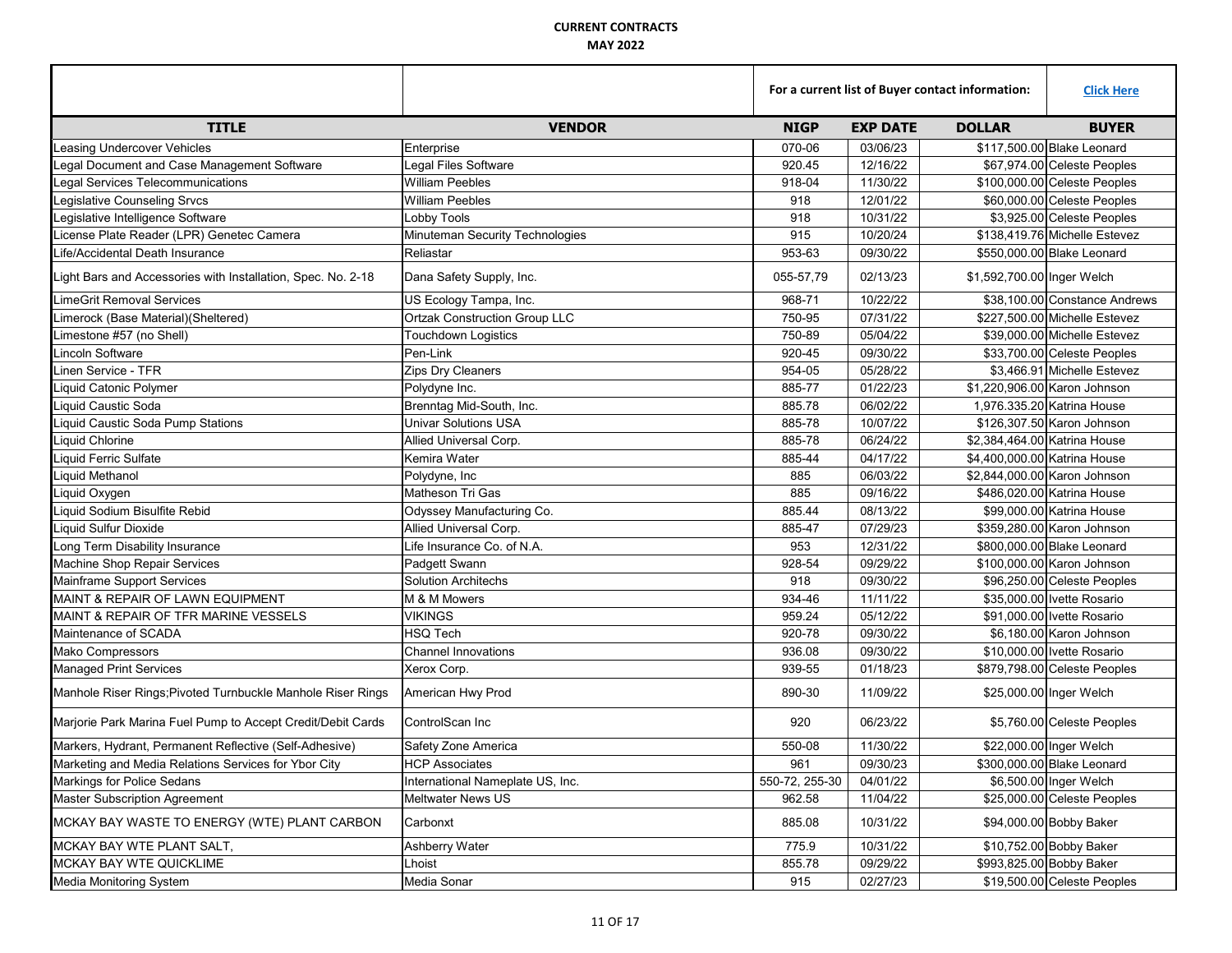**CURRENT CONTRACTS**

**MAY 2022**

| | | For a current list of Buyer contact information: | | | Click Here |
|---|---|---|---|---|---|
| **TITLE** | **VENDOR** | **NIGP** | **EXP DATE** | **DOLLAR** | **BUYER** |
| Leasing Undercover Vehicles | Enterprise | 070-06 | 03/06/23 | $117,500.00 | Blake Leonard |
| Legal Document and Case Management Software | Legal Files Software | 920.45 | 12/16/22 | $67,974.00 | Celeste Peoples |
| Legal Services Telecommunications | William Peebles | 918-04 | 11/30/22 | $100,000.00 | Celeste Peoples |
| Legislative Counseling Srvcs | William Peebles | 918 | 12/01/22 | $60,000.00 | Celeste Peoples |
| Legislative Intelligence Software | Lobby Tools | 918 | 10/31/22 | $3,925.00 | Celeste Peoples |
| License Plate Reader (LPR) Genetec Camera | Minuteman Security Technologies | 915 | 10/20/24 | $138,419.76 | Michelle Estevez |
| Life/Accidental Death Insurance | Reliastar | 953-63 | 09/30/22 | $550,000.00 | Blake Leonard |
| Light Bars and Accessories with Installation, Spec. No. 2-18 | Dana Safety Supply, Inc. | 055-57,79 | 02/13/23 | $1,592,700.00 | Inger Welch |
| LimeGrit Removal Services | US Ecology Tampa, Inc. | 968-71 | 10/22/22 | $38,100.00 | Constance Andrews |
| Limerock (Base Material)(Sheltered) | Ortzak Construction Group LLC | 750-95 | 07/31/22 | $227,500.00 | Michelle Estevez |
| Limestone #57 (no Shell) | Touchdown Logistics | 750-89 | 05/04/22 | $39,000.00 | Michelle Estevez |
| Lincoln Software | Pen-Link | 920-45 | 09/30/22 | $33,700.00 | Celeste Peoples |
| Linen Service - TFR | Zips Dry Cleaners | 954-05 | 05/28/22 | $3,466.91 | Michelle Estevez |
| Liquid Catonic Polymer | Polydyne Inc. | 885-77 | 01/22/23 | $1,220,906.00 | Karon Johnson |
| Liquid Caustic Soda | Brenntag Mid-South, Inc. | 885.78 | 06/02/22 | 1,976.335.20 | Katrina House |
| Liquid Caustic Soda Pump Stations | Univar Solutions USA | 885-78 | 10/07/22 | $126,307.50 | Karon Johnson |
| Liquid Chlorine | Allied Universal Corp. | 885-78 | 06/24/22 | $2,384,464.00 | Katrina House |
| Liquid Ferric Sulfate | Kemira Water | 885-44 | 04/17/22 | $4,400,000.00 | Katrina House |
| Liquid Methanol | Polydyne, Inc | 885 | 06/03/22 | $2,844,000.00 | Karon Johnson |
| Liquid Oxygen | Matheson Tri Gas | 885 | 09/16/22 | $486,020.00 | Katrina House |
| Liquid Sodium Bisulfite Rebid | Odyssey Manufacturing Co. | 885.44 | 08/13/22 | $99,000.00 | Katrina House |
| Liquid Sulfur Dioxide | Allied Universal Corp. | 885-47 | 07/29/23 | $359,280.00 | Karon Johnson |
| Long Term Disability Insurance | Life Insurance Co. of N.A. | 953 | 12/31/22 | $800,000.00 | Blake Leonard |
| Machine Shop Repair Services | Padgett Swann | 928-54 | 09/29/22 | $100,000.00 | Karon Johnson |
| Mainframe Support Services | Solution Architechs | 918 | 09/30/22 | $96,250.00 | Celeste Peoples |
| MAINT & REPAIR OF LAWN EQUIPMENT | M & M Mowers | 934-46 | 11/11/22 | $35,000.00 | Ivette Rosario |
| MAINT & REPAIR OF TFR MARINE VESSELS | VIKINGS | 959.24 | 05/12/22 | $91,000.00 | Ivette Rosario |
| Maintenance of SCADA | HSQ Tech | 920-78 | 09/30/22 | $6,180.00 | Karon Johnson |
| Mako Compressors | Channel Innovations | 936.08 | 09/30/22 | $10,000.00 | Ivette Rosario |
| Managed Print Services | Xerox Corp. | 939-55 | 01/18/23 | $879,798.00 | Celeste Peoples |
| Manhole Riser Rings;Pivoted Turnbuckle Manhole Riser Rings | American Hwy Prod | 890-30 | 11/09/22 | $25,000.00 | Inger Welch |
| Marjorie Park Marina Fuel Pump to Accept Credit/Debit Cards | ControlScan Inc | 920 | 06/23/22 | $5,760.00 | Celeste Peoples |
| Markers, Hydrant, Permanent Reflective (Self-Adhesive) | Safety Zone America | 550-08 | 11/30/22 | $22,000.00 | Inger Welch |
| Marketing and Media Relations Services for Ybor City | HCP Associates | 961 | 09/30/23 | $300,000.00 | Blake Leonard |
| Markings for Police Sedans | International Nameplate US, Inc. | 550-72, 255-30 | 04/01/22 | $6,500.00 | Inger Welch |
| Master Subscription Agreement | Meltwater News US | 962.58 | 11/04/22 | $25,000.00 | Celeste Peoples |
| MCKAY BAY WASTE TO ENERGY (WTE) PLANT CARBON | Carbonxt | 885.08 | 10/31/22 | $94,000.00 | Bobby Baker |
| MCKAY BAY WTE PLANT SALT, | Ashberry Water | 775.9 | 10/31/22 | $10,752.00 | Bobby Baker |
| MCKAY BAY WTE QUICKLIME | Lhoist | 855.78 | 09/29/22 | $993,825.00 | Bobby Baker |
| Media Monitoring System | Media Sonar | 915 | 02/27/23 | $19,500.00 | Celeste Peoples |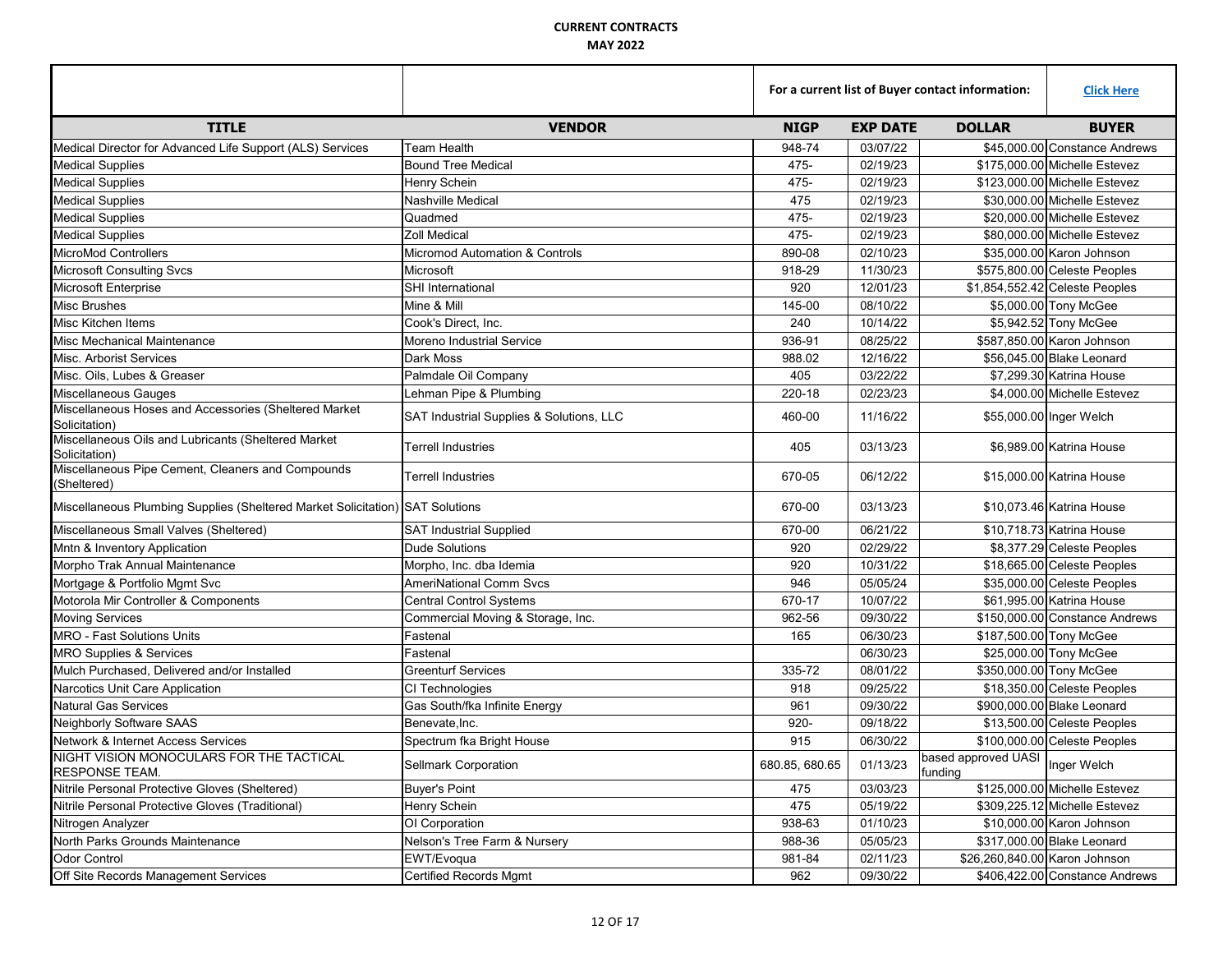**CURRENT CONTRACTS**

**MAY 2022**

| | | For a current list of Buyer contact information: | | | Click Here |
|---|---|---|---|---|---|
| **TITLE** | **VENDOR** | **NIGP** | **EXP DATE** | **DOLLAR** | **BUYER** |
| Medical Director for Advanced Life Support (ALS) Services | Team Health | 948-74 | 03/07/22 | $45,000.00 | Constance Andrews |
| Medical Supplies | Bound Tree Medical | 475- | 02/19/23 | $175,000.00 | Michelle Estevez |
| Medical Supplies | Henry Schein | 475- | 02/19/23 | $123,000.00 | Michelle Estevez |
| Medical Supplies | Nashville Medical | 475 | 02/19/23 | $30,000.00 | Michelle Estevez |
| Medical Supplies | Quadmed | 475- | 02/19/23 | $20,000.00 | Michelle Estevez |
| Medical Supplies | Zoll Medical | 475- | 02/19/23 | $80,000.00 | Michelle Estevez |
| MicroMod Controllers | Micromod Automation & Controls | 890-08 | 02/10/23 | $35,000.00 | Karon Johnson |
| Microsoft Consulting Svcs | Microsoft | 918-29 | 11/30/23 | $575,800.00 | Celeste Peoples |
| Microsoft Enterprise | SHI International | 920 | 12/01/23 | $1,854,552.42 | Celeste Peoples |
| Misc Brushes | Mine & Mill | 145-00 | 08/10/22 | $5,000.00 | Tony McGee |
| Misc Kitchen Items | Cook's Direct, Inc. | 240 | 10/14/22 | $5,942.52 | Tony McGee |
| Misc Mechanical Maintenance | Moreno Industrial Service | 936-91 | 08/25/22 | $587,850.00 | Karon Johnson |
| Misc. Arborist Services | Dark Moss | 988.02 | 12/16/22 | $56,045.00 | Blake Leonard |
| Misc. Oils, Lubes & Greaser | Palmdale Oil Company | 405 | 03/22/22 | $7,299.30 | Katrina House |
| Miscellaneous Gauges | Lehman Pipe & Plumbing | 220-18 | 02/23/23 | $4,000.00 | Michelle Estevez |
| Miscellaneous Hoses and Accessories (Sheltered Market Solicitation) | SAT Industrial Supplies & Solutions, LLC | 460-00 | 11/16/22 | $55,000.00 | Inger Welch |
| Miscellaneous Oils and Lubricants (Sheltered Market Solicitation) | Terrell Industries | 405 | 03/13/23 | $6,989.00 | Katrina House |
| Miscellaneous Pipe Cement, Cleaners and Compounds (Sheltered) | Terrell Industries | 670-05 | 06/12/22 | $15,000.00 | Katrina House |
| Miscellaneous Plumbing Supplies (Sheltered Market Solicitation) | SAT Solutions | 670-00 | 03/13/23 | $10,073.46 | Katrina House |
| Miscellaneous Small Valves (Sheltered) | SAT Industrial Supplied | 670-00 | 06/21/22 | $10,718.73 | Katrina House |
| Mntn & Inventory Application | Dude Solutions | 920 | 02/29/22 | $8,377.29 | Celeste Peoples |
| Morpho Trak Annual Maintenance | Morpho, Inc. dba Idemia | 920 | 10/31/22 | $18,665.00 | Celeste Peoples |
| Mortgage & Portfolio Mgmt Svc | AmeriNational Comm Svcs | 946 | 05/05/24 | $35,000.00 | Celeste Peoples |
| Motorola Mir Controller & Components | Central Control Systems | 670-17 | 10/07/22 | $61,995.00 | Katrina House |
| Moving Services | Commercial Moving & Storage, Inc. | 962-56 | 09/30/22 | $150,000.00 | Constance Andrews |
| MRO - Fast Solutions Units | Fastenal | 165 | 06/30/23 | $187,500.00 | Tony McGee |
| MRO Supplies & Services | Fastenal | | 06/30/23 | $25,000.00 | Tony McGee |
| Mulch Purchased, Delivered and/or Installed | Greenturf Services | 335-72 | 08/01/22 | $350,000.00 | Tony McGee |
| Narcotics Unit Care Application | CI Technologies | 918 | 09/25/22 | $18,350.00 | Celeste Peoples |
| Natural Gas Services | Gas South/fka Infinite Energy | 961 | 09/30/22 | $900,000.00 | Blake Leonard |
| Neighborly Software SAAS | Benevate,Inc. | 920- | 09/18/22 | $13,500.00 | Celeste Peoples |
| Network & Internet Access Services | Spectrum fka Bright House | 915 | 06/30/22 | $100,000.00 | Celeste Peoples |
| NIGHT VISION MONOCULARS FOR THE TACTICAL RESPONSE TEAM. | Sellmark Corporation | 680.85, 680.65 | 01/13/23 | based approved UASI funding | Inger Welch |
| Nitrile Personal Protective Gloves (Sheltered) | Buyer's Point | 475 | 03/03/23 | $125,000.00 | Michelle Estevez |
| Nitrile Personal Protective Gloves (Traditional) | Henry Schein | 475 | 05/19/22 | $309,225.12 | Michelle Estevez |
| Nitrogen Analyzer | OI Corporation | 938-63 | 01/10/23 | $10,000.00 | Karon Johnson |
| North Parks Grounds Maintenance | Nelson's Tree Farm & Nursery | 988-36 | 05/05/23 | $317,000.00 | Blake Leonard |
| Odor Control | EWT/Evoqua | 981-84 | 02/11/23 | $26,260,840.00 | Karon Johnson |
| Off Site Records Management Services | Certified Records Mgmt | 962 | 09/30/22 | $406,422.00 | Constance Andrews |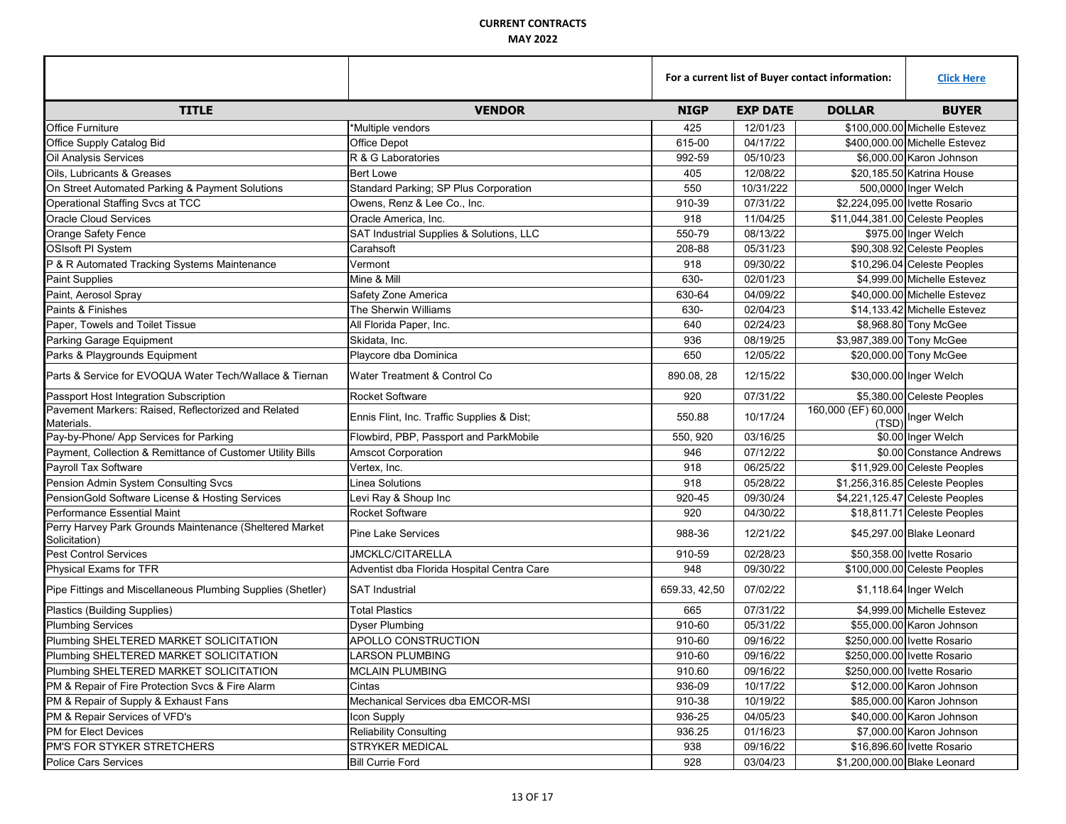**CURRENT CONTRACTS**

**MAY 2022**

| | | For a current list of Buyer contact information: | | | Click Here |
|---|---|---|---|---|---|
| **TITLE** | **VENDOR** | **NIGP** | **EXP DATE** | **DOLLAR** | **BUYER** |
| Office Furniture | *Multiple vendors | 425 | 12/01/23 | $100,000.00 | Michelle Estevez |
| Office Supply Catalog Bid | Office Depot | 615-00 | 04/17/22 | $400,000.00 | Michelle Estevez |
| Oil Analysis Services | R & G Laboratories | 992-59 | 05/10/23 | $6,000.00 | Karon Johnson |
| Oils, Lubricants & Greases | Bert Lowe | 405 | 12/08/22 | $20,185.50 | Katrina House |
| On Street Automated Parking & Payment Solutions | Standard Parking; SP Plus Corporation | 550 | 10/31/222 | 500,0000 | Inger Welch |
| Operational Staffing Svcs at TCC | Owens, Renz & Lee Co., Inc. | 910-39 | 07/31/22 | $2,224,095.00 | Ivette Rosario |
| Oracle Cloud Services | Oracle America, Inc. | 918 | 11/04/25 | $11,044,381.00 | Celeste Peoples |
| Orange Safety Fence | SAT Industrial Supplies & Solutions, LLC | 550-79 | 08/13/22 | $975.00 | Inger Welch |
| OSIsoft PI System | Carahsoft | 208-88 | 05/31/23 | $90,308.92 | Celeste Peoples |
| P & R Automated Tracking Systems Maintenance | Vermont | 918 | 09/30/22 | $10,296.04 | Celeste Peoples |
| Paint Supplies | Mine & Mill | 630- | 02/01/23 | $4,999.00 | Michelle Estevez |
| Paint, Aerosol Spray | Safety Zone America | 630-64 | 04/09/22 | $40,000.00 | Michelle Estevez |
| Paints & Finishes | The Sherwin Williams | 630- | 02/04/23 | $14,133.42 | Michelle Estevez |
| Paper, Towels and Toilet Tissue | All Florida Paper, Inc. | 640 | 02/24/23 | $8,968.80 | Tony McGee |
| Parking Garage Equipment | Skidata, Inc. | 936 | 08/19/25 | $3,987,389.00 | Tony McGee |
| Parks & Playgrounds Equipment | Playcore dba Dominica | 650 | 12/05/22 | $20,000.00 | Tony McGee |
| Parts & Service for EVOQUA Water Tech/Wallace & Tiernan | Water Treatment & Control Co | 890.08, 28 | 12/15/22 | $30,000.00 | Inger Welch |
| Passport Host Integration Subscription | Rocket Software | 920 | 07/31/22 | $5,380.00 | Celeste Peoples |
| Pavement Markers: Raised, Reflectorized and Related Materials. | Ennis Flint, Inc. Traffic Supplies & Dist; | 550.88 | 10/17/24 | 160,000 (EF) 60,000 (TSD) | Inger Welch |
| Pay-by-Phone/ App Services for Parking | Flowbird, PBP, Passport and ParkMobile | 550, 920 | 03/16/25 | $0.00 | Inger Welch |
| Payment, Collection & Remittance of Customer Utility Bills | Amscot Corporation | 946 | 07/12/22 | $0.00 | Constance Andrews |
| Payroll Tax Software | Vertex, Inc. | 918 | 06/25/22 | $11,929.00 | Celeste Peoples |
| Pension Admin System Consulting Svcs | Linea Solutions | 918 | 05/28/22 | $1,256,316.85 | Celeste Peoples |
| PensionGold Software License & Hosting Services | Levi Ray & Shoup Inc | 920-45 | 09/30/24 | $4,221,125.47 | Celeste Peoples |
| Performance Essential Maint | Rocket Software | 920 | 04/30/22 | $18,811.71 | Celeste Peoples |
| Perry Harvey Park Grounds Maintenance (Sheltered Market Solicitation) | Pine Lake Services | 988-36 | 12/21/22 | $45,297.00 | Blake Leonard |
| Pest Control Services | JMCKLC/CITARELLA | 910-59 | 02/28/23 | $50,358.00 | Ivette Rosario |
| Physical Exams for TFR | Adventist dba Florida Hospital Centra Care | 948 | 09/30/22 | $100,000.00 | Celeste Peoples |
| Pipe Fittings and Miscellaneous Plumbing Supplies (Shetler) | SAT Industrial | 659.33, 42,50 | 07/02/22 | $1,118.64 | Inger Welch |
| Plastics (Building Supplies) | Total Plastics | 665 | 07/31/22 | $4,999.00 | Michelle Estevez |
| Plumbing Services | Dyser Plumbing | 910-60 | 05/31/22 | $55,000.00 | Karon Johnson |
| Plumbing SHELTERED MARKET SOLICITATION | APOLLO CONSTRUCTION | 910-60 | 09/16/22 | $250,000.00 | Ivette Rosario |
| Plumbing SHELTERED MARKET SOLICITATION | LARSON PLUMBING | 910-60 | 09/16/22 | $250,000.00 | Ivette Rosario |
| Plumbing SHELTERED MARKET SOLICITATION | MCLAIN PLUMBING | 910.60 | 09/16/22 | $250,000.00 | Ivette Rosario |
| PM & Repair of Fire Protection Svcs & Fire Alarm | Cintas | 936-09 | 10/17/22 | $12,000.00 | Karon Johnson |
| PM & Repair of Supply & Exhaust Fans | Mechanical Services dba EMCOR-MSI | 910-38 | 10/19/22 | $85,000.00 | Karon Johnson |
| PM & Repair Services of VFD's | Icon Supply | 936-25 | 04/05/23 | $40,000.00 | Karon Johnson |
| PM for Elect Devices | Reliability Consulting | 936.25 | 01/16/23 | $7,000.00 | Karon Johnson |
| PM'S FOR STYKER STRETCHERS | STRYKER MEDICAL | 938 | 09/16/22 | $16,896.60 | Ivette Rosario |
| Police Cars Services | Bill Currie Ford | 928 | 03/04/23 | $1,200,000.00 | Blake Leonard |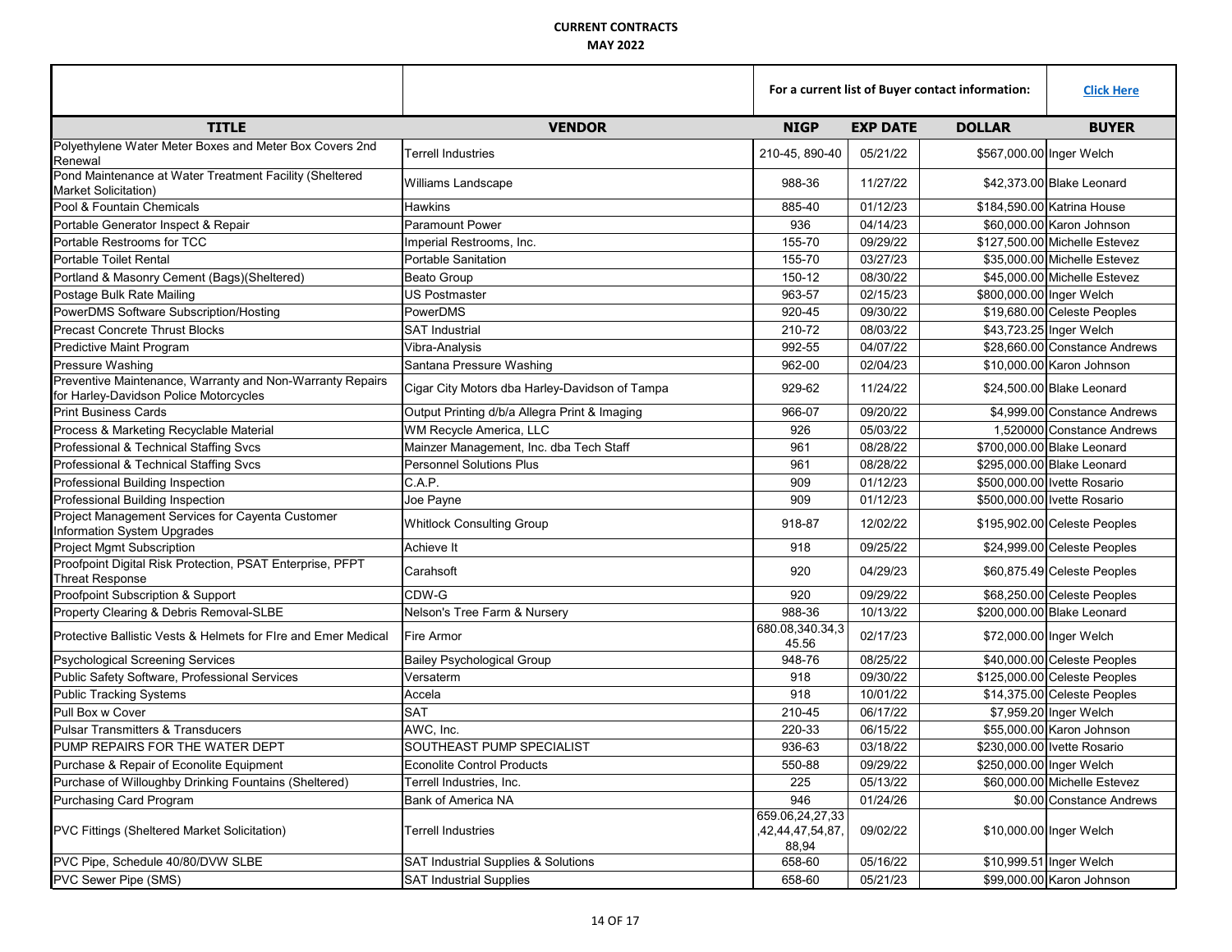**CURRENT CONTRACTS**

**MAY 2022**

| | | For a current list of Buyer contact information: | | | Click Here |
|---|---|---|---|---|---|
| **TITLE** | **VENDOR** | **NIGP** | **EXP DATE** | **DOLLAR** | **BUYER** |
| Polyethylene Water Meter Boxes and Meter Box Covers 2nd Renewal | Terrell Industries | 210-45, 890-40 | 05/21/22 | $567,000.00 | Inger Welch |
| Pond Maintenance at Water Treatment Facility (Sheltered Market Solicitation) | Williams Landscape | 988-36 | 11/27/22 | $42,373.00 | Blake Leonard |
| Pool & Fountain Chemicals | Hawkins | 885-40 | 01/12/23 | $184,590.00 | Katrina House |
| Portable Generator Inspect & Repair | Paramount Power | 936 | 04/14/23 | $60,000.00 | Karon Johnson |
| Portable Restrooms for TCC | Imperial Restrooms, Inc. | 155-70 | 09/29/22 | $127,500.00 | Michelle Estevez |
| Portable Toilet Rental | Portable Sanitation | 155-70 | 03/27/23 | $35,000.00 | Michelle Estevez |
| Portland & Masonry Cement (Bags)(Sheltered) | Beato Group | 150-12 | 08/30/22 | $45,000.00 | Michelle Estevez |
| Postage Bulk Rate Mailing | US Postmaster | 963-57 | 02/15/23 | $800,000.00 | Inger Welch |
| PowerDMS Software Subscription/Hosting | PowerDMS | 920-45 | 09/30/22 | $19,680.00 | Celeste Peoples |
| Precast Concrete Thrust Blocks | SAT Industrial | 210-72 | 08/03/22 | $43,723.25 | Inger Welch |
| Predictive Maint Program | Vibra-Analysis | 992-55 | 04/07/22 | $28,660.00 | Constance Andrews |
| Pressure Washing | Santana Pressure Washing | 962-00 | 02/04/23 | $10,000.00 | Karon Johnson |
| Preventive Maintenance, Warranty and Non-Warranty Repairs for Harley-Davidson Police Motorcycles | Cigar City Motors dba Harley-Davidson of Tampa | 929-62 | 11/24/22 | $24,500.00 | Blake Leonard |
| Print Business Cards | Output Printing d/b/a Allegra Print & Imaging | 966-07 | 09/20/22 | $4,999.00 | Constance Andrews |
| Process & Marketing Recyclable Material | WM Recycle America, LLC | 926 | 05/03/22 | 1,520000 | Constance Andrews |
| Professional & Technical Staffing Svcs | Mainzer Management, Inc. dba Tech Staff | 961 | 08/28/22 | $700,000.00 | Blake Leonard |
| Professional & Technical Staffing Svcs | Personnel Solutions Plus | 961 | 08/28/22 | $295,000.00 | Blake Leonard |
| Professional Building Inspection | C.A.P. | 909 | 01/12/23 | $500,000.00 | Ivette Rosario |
| Professional Building Inspection | Joe Payne | 909 | 01/12/23 | $500,000.00 | Ivette Rosario |
| Project Management Services for Cayenta Customer Information System Upgrades | Whitlock Consulting Group | 918-87 | 12/02/22 | $195,902.00 | Celeste Peoples |
| Project Mgmt Subscription | Achieve It | 918 | 09/25/22 | $24,999.00 | Celeste Peoples |
| Proofpoint Digital Risk Protection, PSAT Enterprise, PFPT Threat Response | Carahsoft | 920 | 04/29/23 | $60,875.49 | Celeste Peoples |
| Proofpoint Subscription & Support | CDW-G | 920 | 09/29/22 | $68,250.00 | Celeste Peoples |
| Property Clearing & Debris Removal-SLBE | Nelson's Tree Farm & Nursery | 988-36 | 10/13/22 | $200,000.00 | Blake Leonard |
| Protective Ballistic Vests & Helmets for FIre and Emer Medical | Fire Armor | 680.08,340.34,345.56 | 02/17/23 | $72,000.00 | Inger Welch |
| Psychological Screening Services | Bailey Psychological Group | 948-76 | 08/25/22 | $40,000.00 | Celeste Peoples |
| Public Safety Software, Professional Services | Versaterm | 918 | 09/30/22 | $125,000.00 | Celeste Peoples |
| Public Tracking Systems | Accela | 918 | 10/01/22 | $14,375.00 | Celeste Peoples |
| Pull Box w Cover | SAT | 210-45 | 06/17/22 | $7,959.20 | Inger Welch |
| Pulsar Transmitters & Transducers | AWC, Inc. | 220-33 | 06/15/22 | $55,000.00 | Karon Johnson |
| PUMP REPAIRS FOR THE WATER DEPT | SOUTHEAST PUMP SPECIALIST | 936-63 | 03/18/22 | $230,000.00 | Ivette Rosario |
| Purchase & Repair of Econolite Equipment | Econolite Control Products | 550-88 | 09/29/22 | $250,000.00 | Inger Welch |
| Purchase of Willoughby Drinking Fountains (Sheltered) | Terrell Industries, Inc. | 225 | 05/13/22 | $60,000.00 | Michelle Estevez |
| Purchasing Card Program | Bank of America NA | 946 | 01/24/26 | $0.00 | Constance Andrews |
| PVC Fittings (Sheltered Market Solicitation) | Terrell Industries | 659.06,24,27,33,42,44,47,54,87,88,94 | 09/02/22 | $10,000.00 | Inger Welch |
| PVC Pipe, Schedule 40/80/DVW SLBE | SAT Industrial Supplies & Solutions | 658-60 | 05/16/22 | $10,999.51 | Inger Welch |
| PVC Sewer Pipe (SMS) | SAT Industrial Supplies | 658-60 | 05/21/23 | $99,000.00 | Karon Johnson |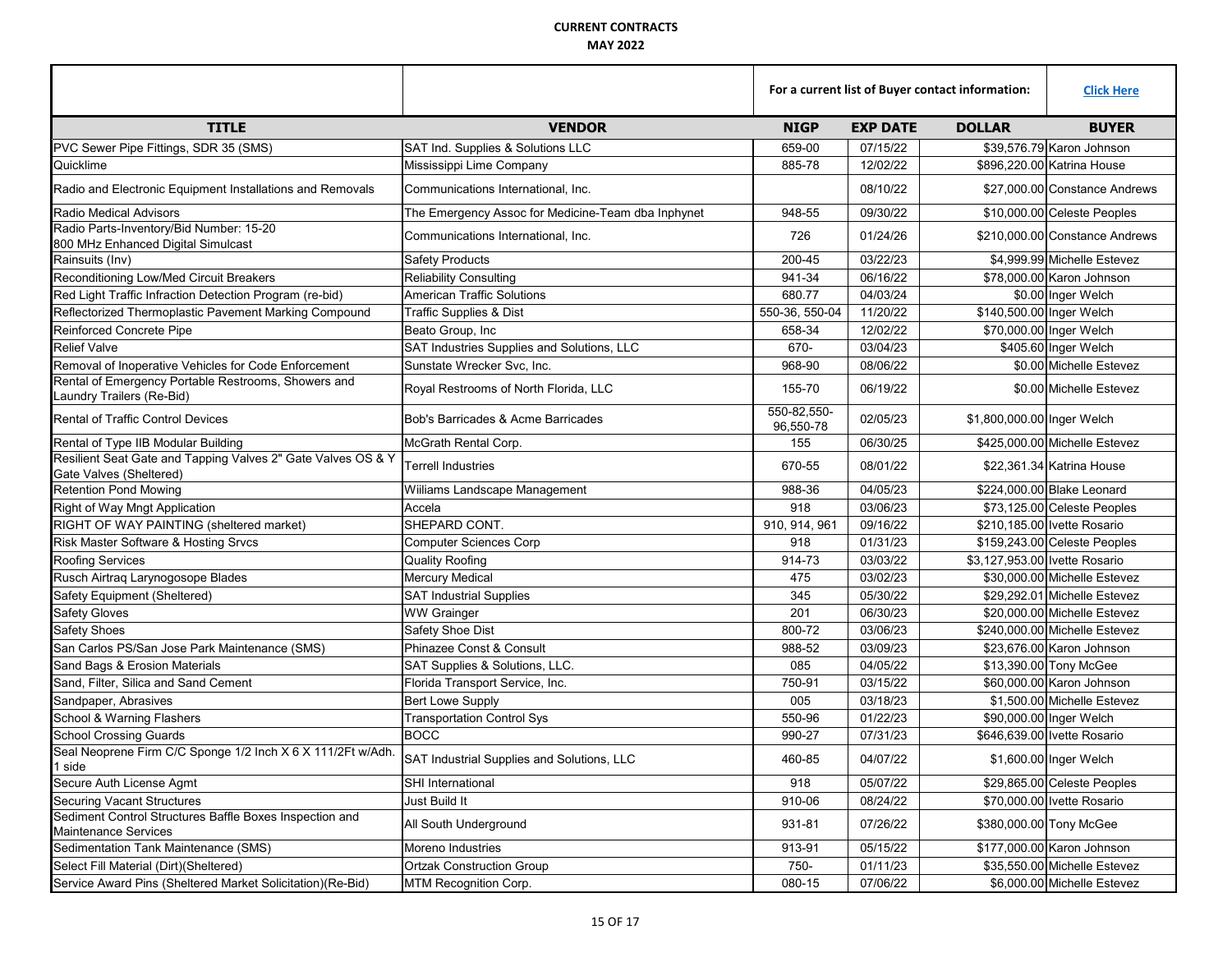**CURRENT CONTRACTS**
**MAY 2022**

| | | For a current list of Buyer contact information: | | | Click Here |
|---|---|---|---|---|---|
| **TITLE** | **VENDOR** | **NIGP** | **EXP DATE** | **DOLLAR** | **BUYER** |
| PVC Sewer Pipe Fittings, SDR 35 (SMS) | SAT Ind. Supplies & Solutions LLC | 659-00 | 07/15/22 | $39,576.79 | Karon Johnson |
| Quicklime | Mississippi Lime Company | 885-78 | 12/02/22 | $896,220.00 | Katrina House |
| Radio and Electronic Equipment Installations and Removals | Communications International, Inc. | | 08/10/22 | $27,000.00 | Constance Andrews |
| Radio Medical Advisors | The Emergency Assoc for Medicine-Team dba Inphynet | 948-55 | 09/30/22 | $10,000.00 | Celeste Peoples |
| Radio Parts-Inventory/Bid Number: 15-20 800 MHz Enhanced Digital Simulcast | Communications International, Inc. | 726 | 01/24/26 | $210,000.00 | Constance Andrews |
| Rainsuits (Inv) | Safety Products | 200-45 | 03/22/23 | $4,999.99 | Michelle Estevez |
| Reconditioning Low/Med Circuit Breakers | Reliability Consulting | 941-34 | 06/16/22 | $78,000.00 | Karon Johnson |
| Red Light Traffic Infraction Detection Program (re-bid) | American Traffic Solutions | 680.77 | 04/03/24 | $0.00 | Inger Welch |
| Reflectorized Thermoplastic Pavement Marking Compound | Traffic Supplies & Dist | 550-36, 550-04 | 11/20/22 | $140,500.00 | Inger Welch |
| Reinforced Concrete Pipe | Beato Group, Inc | 658-34 | 12/02/22 | $70,000.00 | Inger Welch |
| Relief Valve | SAT Industries Supplies and Solutions, LLC | 670- | 03/04/23 | $405.60 | Inger Welch |
| Removal of Inoperative Vehicles for Code Enforcement | Sunstate Wrecker Svc, Inc. | 968-90 | 08/06/22 | $0.00 | Michelle Estevez |
| Rental of Emergency Portable Restrooms, Showers and Laundry Trailers (Re-Bid) | Royal Restrooms of North Florida, LLC | 155-70 | 06/19/22 | $0.00 | Michelle Estevez |
| Rental of Traffic Control Devices | Bob's Barricades & Acme Barricades | 550-82,550-96,550-78 | 02/05/23 | $1,800,000.00 | Inger Welch |
| Rental of Type IIB Modular Building | McGrath Rental Corp. | 155 | 06/30/25 | $425,000.00 | Michelle Estevez |
| Resilient Seat Gate and Tapping Valves 2" Gate Valves OS & Y Gate Valves (Sheltered) | Terrell Industries | 670-55 | 08/01/22 | $22,361.34 | Katrina House |
| Retention Pond Mowing | Wiiliams Landscape Management | 988-36 | 04/05/23 | $224,000.00 | Blake Leonard |
| Right of Way Mngt Application | Accela | 918 | 03/06/23 | $73,125.00 | Celeste Peoples |
| RIGHT OF WAY PAINTING (sheltered market) | SHEPARD CONT. | 910, 914, 961 | 09/16/22 | $210,185.00 | Ivette Rosario |
| Risk Master Software & Hosting Srvcs | Computer Sciences Corp | 918 | 01/31/23 | $159,243.00 | Celeste Peoples |
| Roofing Services | Quality Roofing | 914-73 | 03/03/22 | $3,127,953.00 | Ivette Rosario |
| Rusch Airtraq Larynogosope Blades | Mercury Medical | 475 | 03/02/23 | $30,000.00 | Michelle Estevez |
| Safety Equipment (Sheltered) | SAT Industrial Supplies | 345 | 05/30/22 | $29,292.01 | Michelle Estevez |
| Safety Gloves | WW Grainger | 201 | 06/30/23 | $20,000.00 | Michelle Estevez |
| Safety Shoes | Safety Shoe Dist | 800-72 | 03/06/23 | $240,000.00 | Michelle Estevez |
| San Carlos PS/San Jose Park Maintenance (SMS) | Phinazee Const & Consult | 988-52 | 03/09/23 | $23,676.00 | Karon Johnson |
| Sand Bags & Erosion Materials | SAT Supplies & Solutions, LLC. | 085 | 04/05/22 | $13,390.00 | Tony McGee |
| Sand, Filter, Silica and Sand Cement | Florida Transport Service, Inc. | 750-91 | 03/15/22 | $60,000.00 | Karon Johnson |
| Sandpaper, Abrasives | Bert Lowe Supply | 005 | 03/18/23 | $1,500.00 | Michelle Estevez |
| School & Warning Flashers | Transportation Control Sys | 550-96 | 01/22/23 | $90,000.00 | Inger Welch |
| School Crossing Guards | BOCC | 990-27 | 07/31/23 | $646,639.00 | Ivette Rosario |
| Seal Neoprene Firm C/C Sponge 1/2 Inch X 6 X 111/2Ft w/Adh. 1 side | SAT Industrial Supplies and Solutions, LLC | 460-85 | 04/07/22 | $1,600.00 | Inger Welch |
| Secure Auth License Agmt | SHI International | 918 | 05/07/22 | $29,865.00 | Celeste Peoples |
| Securing Vacant Structures | Just Build It | 910-06 | 08/24/22 | $70,000.00 | Ivette Rosario |
| Sediment Control Structures Baffle Boxes Inspection and Maintenance Services | All South Underground | 931-81 | 07/26/22 | $380,000.00 | Tony McGee |
| Sedimentation Tank Maintenance (SMS) | Moreno Industries | 913-91 | 05/15/22 | $177,000.00 | Karon Johnson |
| Select Fill Material (Dirt)(Sheltered) | Ortzak Construction Group | 750- | 01/11/23 | $35,550.00 | Michelle Estevez |
| Service Award Pins (Sheltered Market Solicitation)(Re-Bid) | MTM Recognition Corp. | 080-15 | 07/06/22 | $6,000.00 | Michelle Estevez |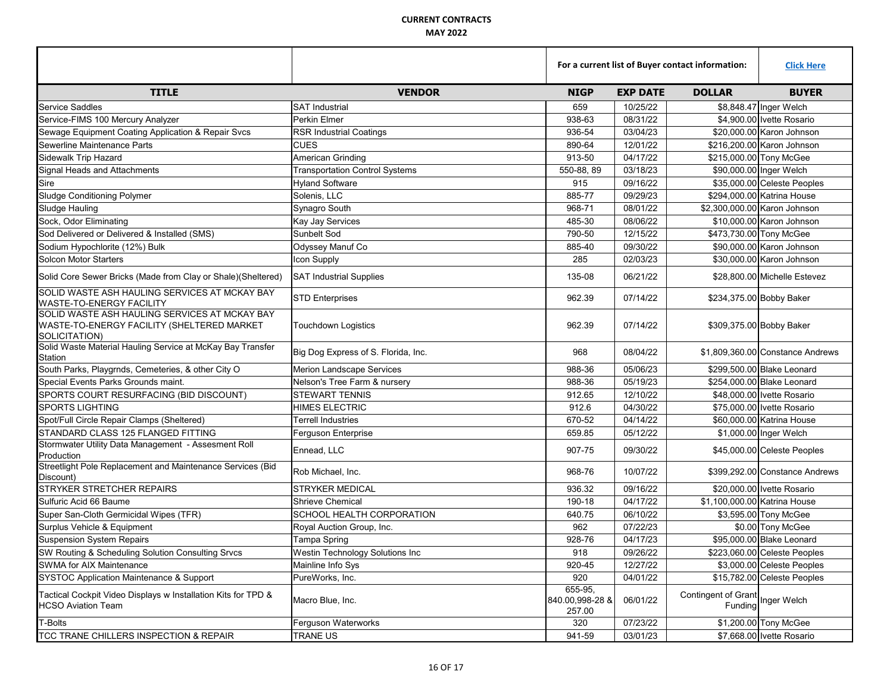# CURRENT CONTRACTS

## MAY 2022

| | | For a current list of Buyer contact information: | | | Click Here |
|---|---|---|---|---|---|
| **TITLE** | **VENDOR** | **NIGP** | **EXP DATE** | **DOLLAR** | **BUYER** |
| Service Saddles | SAT Industrial | 659 | 10/25/22 | $8,848.47 | Inger Welch |
| Service-FIMS 100 Mercury Analyzer | Perkin Elmer | 938-63 | 08/31/22 | $4,900.00 | Ivette Rosario |
| Sewage Equipment Coating Application & Repair Svcs | RSR Industrial Coatings | 936-54 | 03/04/23 | $20,000.00 | Karon Johnson |
| Sewerline Maintenance Parts | CUES | 890-64 | 12/01/22 | $216,200.00 | Karon Johnson |
| Sidewalk Trip Hazard | American Grinding | 913-50 | 04/17/22 | $215,000.00 | Tony McGee |
| Signal Heads and Attachments | Transportation Control Systems | 550-88, 89 | 03/18/23 | $90,000.00 | Inger Welch |
| Sire | Hyland Software | 915 | 09/16/22 | $35,000.00 | Celeste Peoples |
| Sludge Conditioning Polymer | Solenis, LLC | 885-77 | 09/29/23 | $294,000.00 | Katrina House |
| Sludge Hauling | Synagro South | 968-71 | 08/01/22 | $2,300,000.00 | Karon Johnson |
| Sock, Odor Eliminating | Kay Jay Services | 485-30 | 08/06/22 | $10,000.00 | Karon Johnson |
| Sod Delivered or Delivered & Installed (SMS) | Sunbelt Sod | 790-50 | 12/15/22 | $473,730.00 | Tony McGee |
| Sodium Hypochlorite (12%) Bulk | Odyssey Manuf Co | 885-40 | 09/30/22 | $90,000.00 | Karon Johnson |
| Solcon Motor Starters | Icon Supply | 285 | 02/03/23 | $30,000.00 | Karon Johnson |
| Solid Core Sewer Bricks (Made from Clay or Shale)(Sheltered) | SAT Industrial Supplies | 135-08 | 06/21/22 | $28,800.00 | Michelle Estevez |
| SOLID WASTE ASH HAULING SERVICES AT MCKAY BAY WASTE-TO-ENERGY FACILITY | STD Enterprises | 962.39 | 07/14/22 | $234,375.00 | Bobby Baker |
| SOLID WASTE ASH HAULING SERVICES AT MCKAY BAY WASTE-TO-ENERGY FACILITY (SHELTERED MARKET SOLICITATION) | Touchdown Logistics | 962.39 | 07/14/22 | $309,375.00 | Bobby Baker |
| Solid Waste Material Hauling Service at McKay Bay Transfer Station | Big Dog Express of S. Florida, Inc. | 968 | 08/04/22 | $1,809,360.00 | Constance Andrews |
| South Parks, Playgrnds, Cemeteries, & other City O | Merion Landscape Services | 988-36 | 05/06/23 | $299,500.00 | Blake Leonard |
| Special Events Parks Grounds maint. | Nelson's Tree Farm & nursery | 988-36 | 05/19/23 | $254,000.00 | Blake Leonard |
| SPORTS COURT RESURFACING (BID DISCOUNT) | STEWART TENNIS | 912.65 | 12/10/22 | $48,000.00 | Ivette Rosario |
| SPORTS LIGHTING | HIMES ELECTRIC | 912.6 | 04/30/22 | $75,000.00 | Ivette Rosario |
| Spot/Full Circle Repair Clamps (Sheltered) | Terrell Industries | 670-52 | 04/14/22 | $60,000.00 | Katrina House |
| STANDARD CLASS 125 FLANGED FITTING | Ferguson Enterprise | 659.85 | 05/12/22 | $1,000.00 | Inger Welch |
| Stormwater Utility Data Management - Assesment Roll Production | Ennead, LLC | 907-75 | 09/30/22 | $45,000.00 | Celeste Peoples |
| Streetlight Pole Replacement and Maintenance Services (Bid Discount) | Rob Michael, Inc. | 968-76 | 10/07/22 | $399,292.00 | Constance Andrews |
| STRYKER STRETCHER REPAIRS | STRYKER MEDICAL | 936.32 | 09/16/22 | $20,000.00 | Ivette Rosario |
| Sulfuric Acid 66 Baume | Shrieve Chemical | 190-18 | 04/17/22 | $1,100,000.00 | Katrina House |
| Super San-Cloth Germicidal Wipes (TFR) | SCHOOL HEALTH CORPORATION | 640.75 | 06/10/22 | $3,595.00 | Tony McGee |
| Surplus Vehicle & Equipment | Royal Auction Group, Inc. | 962 | 07/22/23 | $0.00 | Tony McGee |
| Suspension System Repairs | Tampa Spring | 928-76 | 04/17/23 | $95,000.00 | Blake Leonard |
| SW Routing & Scheduling Solution Consulting Srvcs | Westin Technology Solutions Inc | 918 | 09/26/22 | $223,060.00 | Celeste Peoples |
| SWMA for AIX Maintenance | Mainline Info Sys | 920-45 | 12/27/22 | $3,000.00 | Celeste Peoples |
| SYSTOC Application Maintenance & Support | PureWorks, Inc. | 920 | 04/01/22 | $15,782.00 | Celeste Peoples |
| Tactical Cockpit Video Displays w Installation Kits for TPD & HCSO Aviation Team | Macro Blue, Inc. | 655-95, 840.00,998-28 & 257.00 | 06/01/22 | Contingent of Grant Funding | Inger Welch |
| T-Bolts | Ferguson Waterworks | 320 | 07/23/22 | $1,200.00 | Tony McGee |
| TCC TRANE CHILLERS INSPECTION & REPAIR | TRANE US | 941-59 | 03/01/23 | $7,668.00 | Ivette Rosario |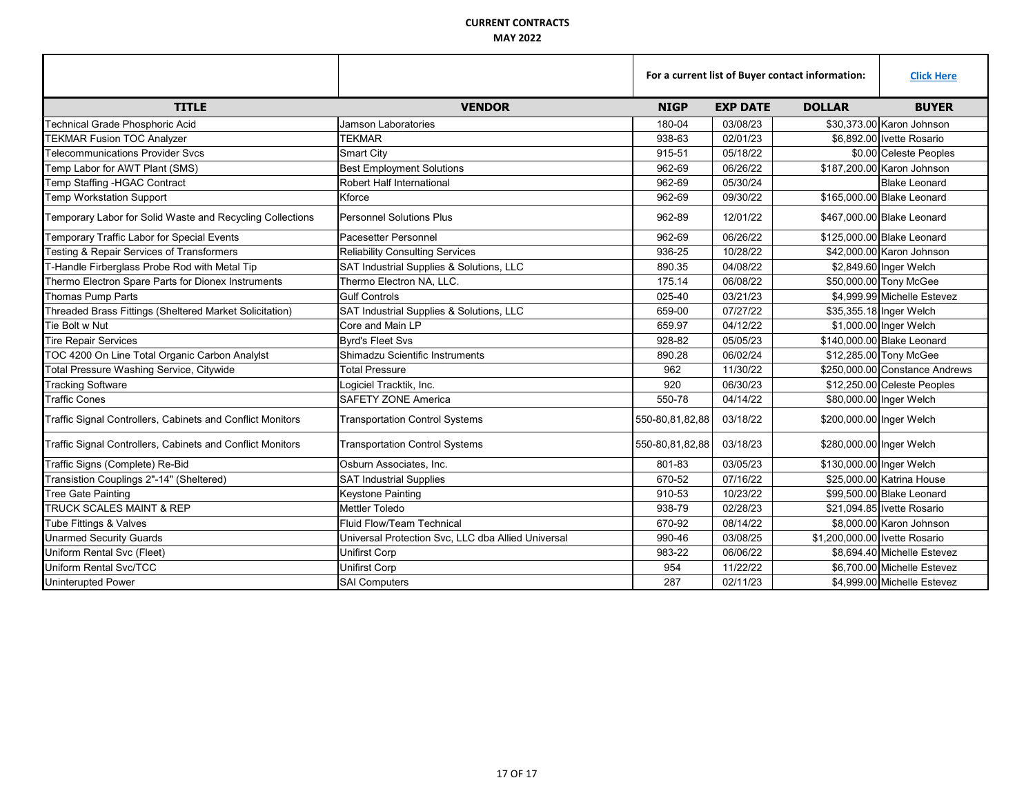**CURRENT CONTRACTS**
**MAY 2022**

| | | For a current list of Buyer contact information: | | | Click Here |
|---|---|---|---|---|---|
| **TITLE** | **VENDOR** | **NIGP** | **EXP DATE** | **DOLLAR** | **BUYER** |
| Technical Grade Phosphoric Acid | Jamson Laboratories | 180-04 | 03/08/23 | $30,373.00 | Karon Johnson |
| TEKMAR Fusion TOC Analyzer | TEKMAR | 938-63 | 02/01/23 | $6,892.00 | Ivette Rosario |
| Telecommunications Provider Svcs | Smart City | 915-51 | 05/18/22 | $0.00 | Celeste Peoples |
| Temp Labor for AWT Plant (SMS) | Best Employment Solutions | 962-69 | 06/26/22 | $187,200.00 | Karon Johnson |
| Temp Staffing -HGAC Contract | Robert Half International | 962-69 | 05/30/24 | | Blake Leonard |
| Temp Workstation Support | Kforce | 962-69 | 09/30/22 | $165,000.00 | Blake Leonard |
| Temporary Labor for Solid Waste and Recycling Collections | Personnel Solutions Plus | 962-89 | 12/01/22 | $467,000.00 | Blake Leonard |
| Temporary Traffic Labor for Special Events | Pacesetter Personnel | 962-69 | 06/26/22 | $125,000.00 | Blake Leonard |
| Testing & Repair Services of Transformers | Reliability Consulting Services | 936-25 | 10/28/22 | $42,000.00 | Karon Johnson |
| T-Handle Firberglass Probe Rod with Metal Tip | SAT Industrial Supplies & Solutions, LLC | 890.35 | 04/08/22 | $2,849.60 | Inger Welch |
| Thermo Electron Spare Parts for Dionex Instruments | Thermo Electron NA, LLC. | 175.14 | 06/08/22 | $50,000.00 | Tony McGee |
| Thomas Pump Parts | Gulf Controls | 025-40 | 03/21/23 | $4,999.99 | Michelle Estevez |
| Threaded Brass Fittings (Sheltered Market Solicitation) | SAT Industrial Supplies & Solutions, LLC | 659-00 | 07/27/22 | $35,355.18 | Inger Welch |
| Tie Bolt w Nut | Core and Main LP | 659.97 | 04/12/22 | $1,000.00 | Inger Welch |
| Tire Repair Services | Byrd's Fleet Svs | 928-82 | 05/05/23 | $140,000.00 | Blake Leonard |
| TOC 4200 On Line Total Organic Carbon Analylst | Shimadzu Scientific Instruments | 890.28 | 06/02/24 | $12,285.00 | Tony McGee |
| Total Pressure Washing Service, Citywide | Total Pressure | 962 | 11/30/22 | $250,000.00 | Constance Andrews |
| Tracking Software | Logiciel Tracktik, Inc. | 920 | 06/30/23 | $12,250.00 | Celeste Peoples |
| Traffic Cones | SAFETY ZONE America | 550-78 | 04/14/22 | $80,000.00 | Inger Welch |
| Traffic Signal Controllers, Cabinets and Conflict Monitors | Transportation Control Systems | 550-80,81,82,88 | 03/18/22 | $200,000.00 | Inger Welch |
| Traffic Signal Controllers, Cabinets and Conflict Monitors | Transportation Control Systems | 550-80,81,82,88 | 03/18/23 | $280,000.00 | Inger Welch |
| Traffic Signs (Complete) Re-Bid | Osburn Associates, Inc. | 801-83 | 03/05/23 | $130,000.00 | Inger Welch |
| Transistion Couplings 2"-14" (Sheltered) | SAT Industrial Supplies | 670-52 | 07/16/22 | $25,000.00 | Katrina House |
| Tree Gate Painting | Keystone Painting | 910-53 | 10/23/22 | $99,500.00 | Blake Leonard |
| TRUCK SCALES MAINT & REP | Mettler Toledo | 938-79 | 02/28/23 | $21,094.85 | Ivette Rosario |
| Tube Fittings & Valves | Fluid Flow/Team Technical | 670-92 | 08/14/22 | $8,000.00 | Karon Johnson |
| Unarmed Security Guards | Universal Protection Svc, LLC dba Allied Universal | 990-46 | 03/08/25 | $1,200,000.00 | Ivette Rosario |
| Uniform Rental Svc (Fleet) | Unifirst Corp | 983-22 | 06/06/22 | $8,694.40 | Michelle Estevez |
| Uniform Rental Svc/TCC | Unifirst Corp | 954 | 11/22/22 | $6,700.00 | Michelle Estevez |
| Uninterupted Power | SAI Computers | 287 | 02/11/23 | $4,999.00 | Michelle Estevez |